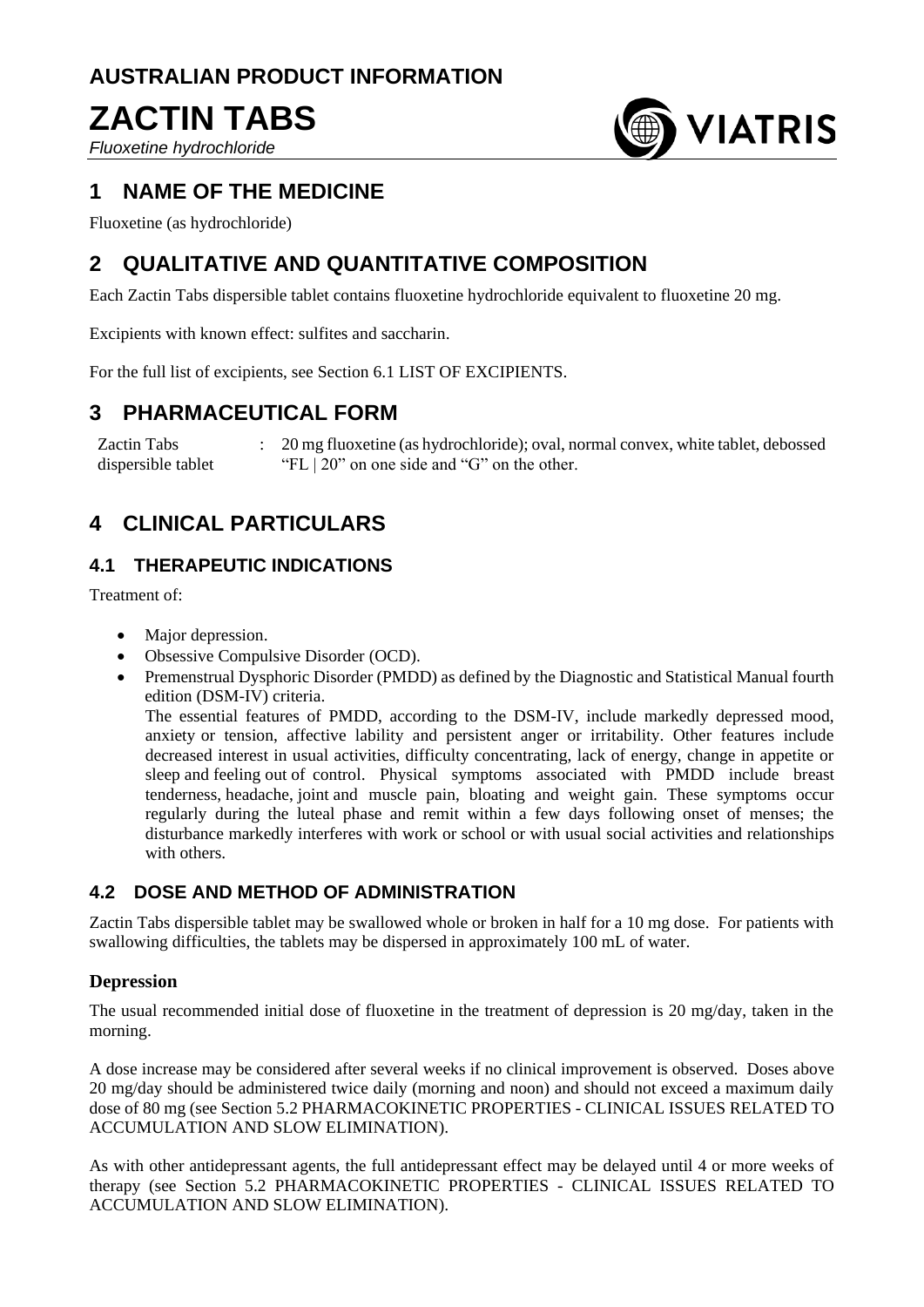**AUSTRALIAN PRODUCT INFORMATION**

# ZACTIN TABS

*Fluoxetine hydrochloride*

## 1 NAME OF THE MEDICINE

Fluoxetine (as hydrochloride)

## 2 QUALITATIVE AND QUANTITATIVE COMPOSITION

Each Zactin Tabs dispersible tablet contains fluoxetine hydrochloride equivalent to fluoxetine 20 mg.

Excipients with known effect: sulfites and saccharin.

For the full list of excipients, see Section 6.1 LIST OF EXCIPIENTS.

## 3 PHARMACEUTICAL FORM

| | | |
|---|---|---|
| Zactin Tabs dispersible tablet | : | 20 mg fluoxetine (as hydrochloride); oval, normal convex, white tablet, debossed "FL \| 20" on one side and "G" on the other. |

## 4 CLINICAL PARTICULARS

### 4.1 THERAPEUTIC INDICATIONS

Treatment of:

- Major depression.
- Obsessive Compulsive Disorder (OCD).
- Premenstrual Dysphoric Disorder (PMDD) as defined by the Diagnostic and Statistical Manual fourth edition (DSM-IV) criteria.
  The essential features of PMDD, according to the DSM-IV, include markedly depressed mood, anxiety or tension, affective lability and persistent anger or irritability. Other features include decreased interest in usual activities, difficulty concentrating, lack of energy, change in appetite or sleep and feeling out of control. Physical symptoms associated with PMDD include breast tenderness, headache, joint and muscle pain, bloating and weight gain. These symptoms occur regularly during the luteal phase and remit within a few days following onset of menses; the disturbance markedly interferes with work or school or with usual social activities and relationships with others.

### 4.2 DOSE AND METHOD OF ADMINISTRATION

Zactin Tabs dispersible tablet may be swallowed whole or broken in half for a 10 mg dose. For patients with swallowing difficulties, the tablets may be dispersed in approximately 100 mL of water.

#### Depression

The usual recommended initial dose of fluoxetine in the treatment of depression is 20 mg/day, taken in the morning.

A dose increase may be considered after several weeks if no clinical improvement is observed. Doses above 20 mg/day should be administered twice daily (morning and noon) and should not exceed a maximum daily dose of 80 mg (see Section 5.2 PHARMACOKINETIC PROPERTIES - CLINICAL ISSUES RELATED TO ACCUMULATION AND SLOW ELIMINATION).

As with other antidepressant agents, the full antidepressant effect may be delayed until 4 or more weeks of therapy (see Section 5.2 PHARMACOKINETIC PROPERTIES - CLINICAL ISSUES RELATED TO ACCUMULATION AND SLOW ELIMINATION).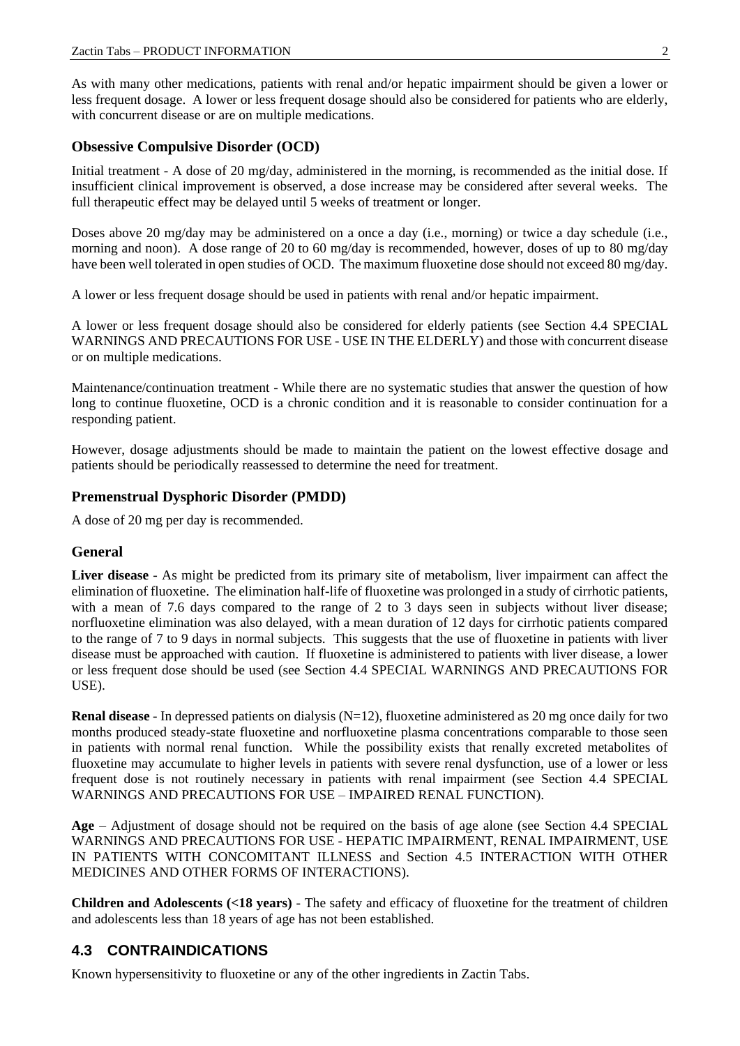As with many other medications, patients with renal and/or hepatic impairment should be given a lower or less frequent dosage. A lower or less frequent dosage should also be considered for patients who are elderly, with concurrent disease or are on multiple medications.

### Obsessive Compulsive Disorder (OCD)

Initial treatment - A dose of 20 mg/day, administered in the morning, is recommended as the initial dose. If insufficient clinical improvement is observed, a dose increase may be considered after several weeks. The full therapeutic effect may be delayed until 5 weeks of treatment or longer.

Doses above 20 mg/day may be administered on a once a day (i.e., morning) or twice a day schedule (i.e., morning and noon). A dose range of 20 to 60 mg/day is recommended, however, doses of up to 80 mg/day have been well tolerated in open studies of OCD. The maximum fluoxetine dose should not exceed 80 mg/day.

A lower or less frequent dosage should be used in patients with renal and/or hepatic impairment.

A lower or less frequent dosage should also be considered for elderly patients (see Section 4.4 SPECIAL WARNINGS AND PRECAUTIONS FOR USE - USE IN THE ELDERLY) and those with concurrent disease or on multiple medications.

Maintenance/continuation treatment - While there are no systematic studies that answer the question of how long to continue fluoxetine, OCD is a chronic condition and it is reasonable to consider continuation for a responding patient.

However, dosage adjustments should be made to maintain the patient on the lowest effective dosage and patients should be periodically reassessed to determine the need for treatment.

### Premenstrual Dysphoric Disorder (PMDD)

A dose of 20 mg per day is recommended.

### General

**Liver disease** - As might be predicted from its primary site of metabolism, liver impairment can affect the elimination of fluoxetine. The elimination half-life of fluoxetine was prolonged in a study of cirrhotic patients, with a mean of 7.6 days compared to the range of 2 to 3 days seen in subjects without liver disease; norfluoxetine elimination was also delayed, with a mean duration of 12 days for cirrhotic patients compared to the range of 7 to 9 days in normal subjects. This suggests that the use of fluoxetine in patients with liver disease must be approached with caution. If fluoxetine is administered to patients with liver disease, a lower or less frequent dose should be used (see Section 4.4 SPECIAL WARNINGS AND PRECAUTIONS FOR USE).

**Renal disease** - In depressed patients on dialysis (N=12), fluoxetine administered as 20 mg once daily for two months produced steady-state fluoxetine and norfluoxetine plasma concentrations comparable to those seen in patients with normal renal function. While the possibility exists that renally excreted metabolites of fluoxetine may accumulate to higher levels in patients with severe renal dysfunction, use of a lower or less frequent dose is not routinely necessary in patients with renal impairment (see Section 4.4 SPECIAL WARNINGS AND PRECAUTIONS FOR USE – IMPAIRED RENAL FUNCTION).

**Age** – Adjustment of dosage should not be required on the basis of age alone (see Section 4.4 SPECIAL WARNINGS AND PRECAUTIONS FOR USE - HEPATIC IMPAIRMENT, RENAL IMPAIRMENT, USE IN PATIENTS WITH CONCOMITANT ILLNESS and Section 4.5 INTERACTION WITH OTHER MEDICINES AND OTHER FORMS OF INTERACTIONS).

**Children and Adolescents (<18 years)** - The safety and efficacy of fluoxetine for the treatment of children and adolescents less than 18 years of age has not been established.

## 4.3 CONTRAINDICATIONS

Known hypersensitivity to fluoxetine or any of the other ingredients in Zactin Tabs.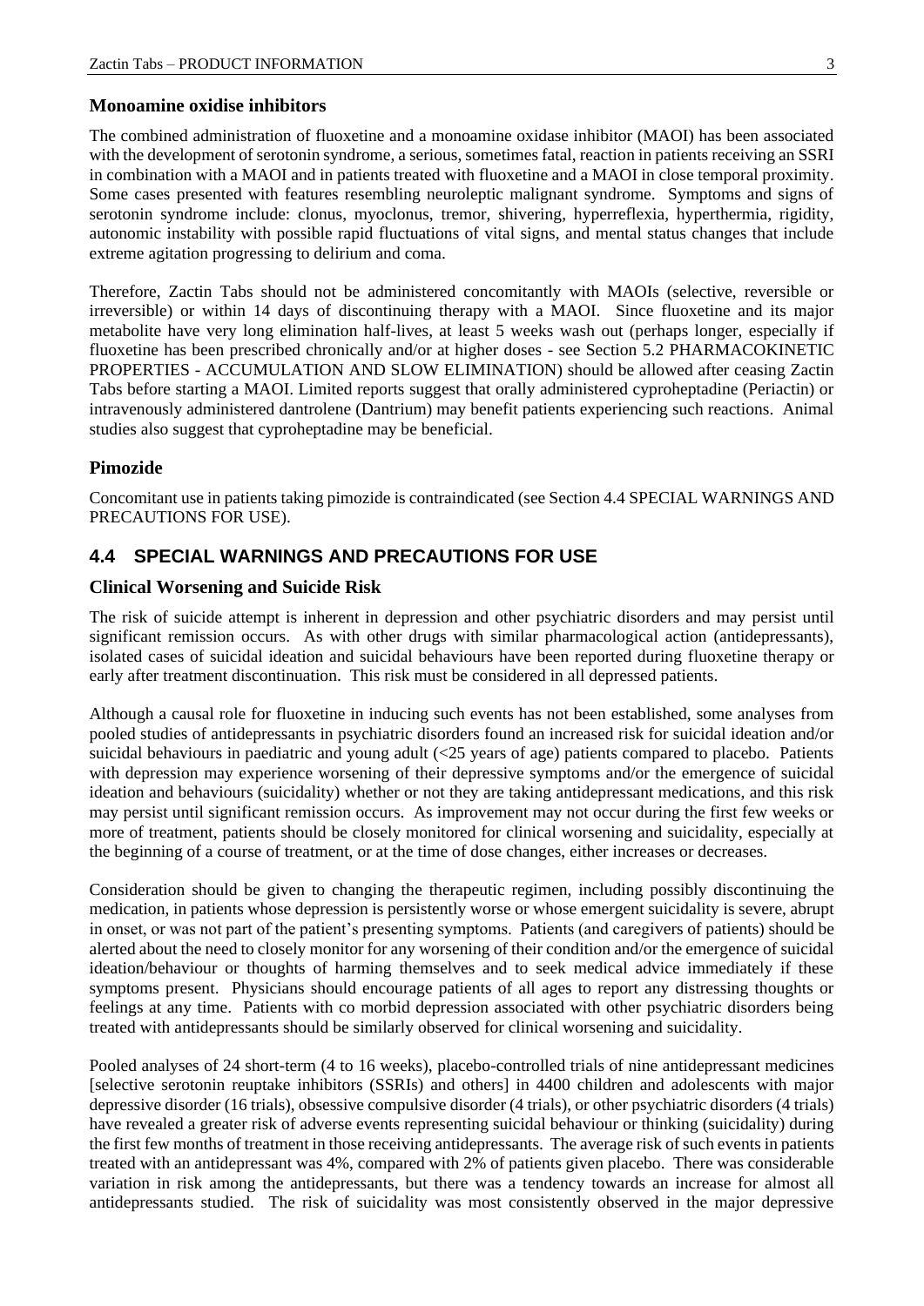### Monoamine oxidise inhibitors

The combined administration of fluoxetine and a monoamine oxidase inhibitor (MAOI) has been associated with the development of serotonin syndrome, a serious, sometimes fatal, reaction in patients receiving an SSRI in combination with a MAOI and in patients treated with fluoxetine and a MAOI in close temporal proximity. Some cases presented with features resembling neuroleptic malignant syndrome. Symptoms and signs of serotonin syndrome include: clonus, myoclonus, tremor, shivering, hyperreflexia, hyperthermia, rigidity, autonomic instability with possible rapid fluctuations of vital signs, and mental status changes that include extreme agitation progressing to delirium and coma.

Therefore, Zactin Tabs should not be administered concomitantly with MAOIs (selective, reversible or irreversible) or within 14 days of discontinuing therapy with a MAOI. Since fluoxetine and its major metabolite have very long elimination half-lives, at least 5 weeks wash out (perhaps longer, especially if fluoxetine has been prescribed chronically and/or at higher doses - see Section 5.2 PHARMACOKINETIC PROPERTIES - ACCUMULATION AND SLOW ELIMINATION) should be allowed after ceasing Zactin Tabs before starting a MAOI. Limited reports suggest that orally administered cyproheptadine (Periactin) or intravenously administered dantrolene (Dantrium) may benefit patients experiencing such reactions. Animal studies also suggest that cyproheptadine may be beneficial.

### Pimozide

Concomitant use in patients taking pimozide is contraindicated (see Section 4.4 SPECIAL WARNINGS AND PRECAUTIONS FOR USE).

## 4.4 SPECIAL WARNINGS AND PRECAUTIONS FOR USE

### Clinical Worsening and Suicide Risk

The risk of suicide attempt is inherent in depression and other psychiatric disorders and may persist until significant remission occurs. As with other drugs with similar pharmacological action (antidepressants), isolated cases of suicidal ideation and suicidal behaviours have been reported during fluoxetine therapy or early after treatment discontinuation. This risk must be considered in all depressed patients.

Although a causal role for fluoxetine in inducing such events has not been established, some analyses from pooled studies of antidepressants in psychiatric disorders found an increased risk for suicidal ideation and/or suicidal behaviours in paediatric and young adult (<25 years of age) patients compared to placebo. Patients with depression may experience worsening of their depressive symptoms and/or the emergence of suicidal ideation and behaviours (suicidality) whether or not they are taking antidepressant medications, and this risk may persist until significant remission occurs. As improvement may not occur during the first few weeks or more of treatment, patients should be closely monitored for clinical worsening and suicidality, especially at the beginning of a course of treatment, or at the time of dose changes, either increases or decreases.

Consideration should be given to changing the therapeutic regimen, including possibly discontinuing the medication, in patients whose depression is persistently worse or whose emergent suicidality is severe, abrupt in onset, or was not part of the patient's presenting symptoms. Patients (and caregivers of patients) should be alerted about the need to closely monitor for any worsening of their condition and/or the emergence of suicidal ideation/behaviour or thoughts of harming themselves and to seek medical advice immediately if these symptoms present. Physicians should encourage patients of all ages to report any distressing thoughts or feelings at any time. Patients with co morbid depression associated with other psychiatric disorders being treated with antidepressants should be similarly observed for clinical worsening and suicidality.

Pooled analyses of 24 short-term (4 to 16 weeks), placebo-controlled trials of nine antidepressant medicines [selective serotonin reuptake inhibitors (SSRIs) and others] in 4400 children and adolescents with major depressive disorder (16 trials), obsessive compulsive disorder (4 trials), or other psychiatric disorders (4 trials) have revealed a greater risk of adverse events representing suicidal behaviour or thinking (suicidality) during the first few months of treatment in those receiving antidepressants. The average risk of such events in patients treated with an antidepressant was 4%, compared with 2% of patients given placebo. There was considerable variation in risk among the antidepressants, but there was a tendency towards an increase for almost all antidepressants studied. The risk of suicidality was most consistently observed in the major depressive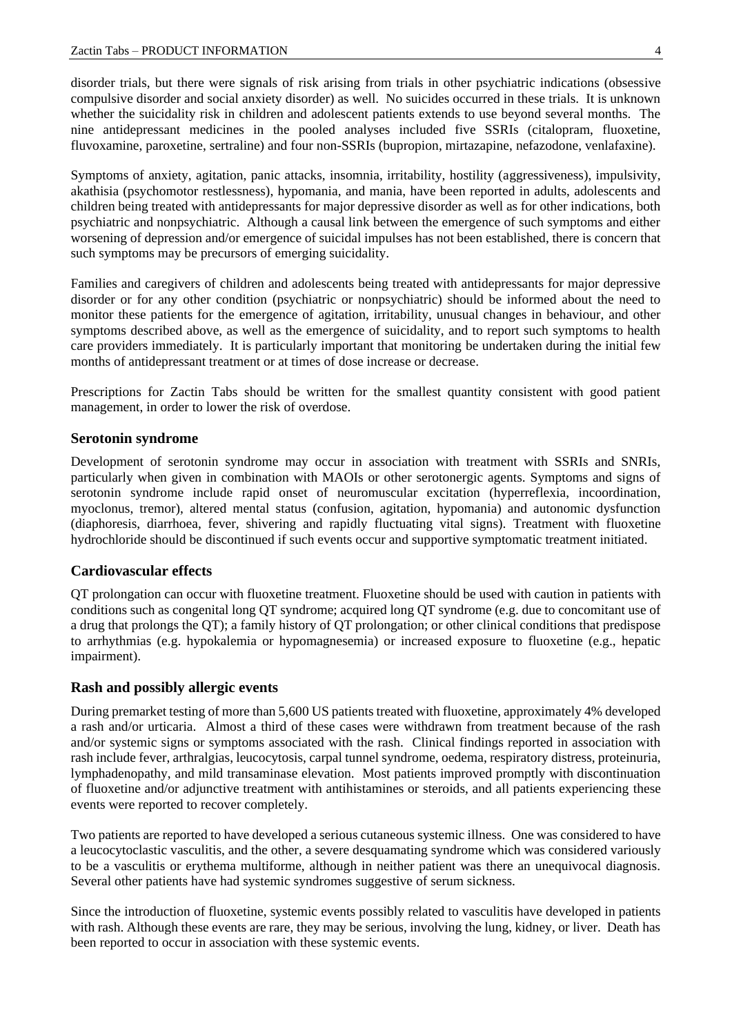disorder trials, but there were signals of risk arising from trials in other psychiatric indications (obsessive compulsive disorder and social anxiety disorder) as well. No suicides occurred in these trials. It is unknown whether the suicidality risk in children and adolescent patients extends to use beyond several months. The nine antidepressant medicines in the pooled analyses included five SSRIs (citalopram, fluoxetine, fluvoxamine, paroxetine, sertraline) and four non-SSRIs (bupropion, mirtazapine, nefazodone, venlafaxine).

Symptoms of anxiety, agitation, panic attacks, insomnia, irritability, hostility (aggressiveness), impulsivity, akathisia (psychomotor restlessness), hypomania, and mania, have been reported in adults, adolescents and children being treated with antidepressants for major depressive disorder as well as for other indications, both psychiatric and nonpsychiatric. Although a causal link between the emergence of such symptoms and either worsening of depression and/or emergence of suicidal impulses has not been established, there is concern that such symptoms may be precursors of emerging suicidality.

Families and caregivers of children and adolescents being treated with antidepressants for major depressive disorder or for any other condition (psychiatric or nonpsychiatric) should be informed about the need to monitor these patients for the emergence of agitation, irritability, unusual changes in behaviour, and other symptoms described above, as well as the emergence of suicidality, and to report such symptoms to health care providers immediately. It is particularly important that monitoring be undertaken during the initial few months of antidepressant treatment or at times of dose increase or decrease.

Prescriptions for Zactin Tabs should be written for the smallest quantity consistent with good patient management, in order to lower the risk of overdose.

### Serotonin syndrome

Development of serotonin syndrome may occur in association with treatment with SSRIs and SNRIs, particularly when given in combination with MAOIs or other serotonergic agents. Symptoms and signs of serotonin syndrome include rapid onset of neuromuscular excitation (hyperreflexia, incoordination, myoclonus, tremor), altered mental status (confusion, agitation, hypomania) and autonomic dysfunction (diaphoresis, diarrhoea, fever, shivering and rapidly fluctuating vital signs). Treatment with fluoxetine hydrochloride should be discontinued if such events occur and supportive symptomatic treatment initiated.

### Cardiovascular effects

QT prolongation can occur with fluoxetine treatment. Fluoxetine should be used with caution in patients with conditions such as congenital long QT syndrome; acquired long QT syndrome (e.g. due to concomitant use of a drug that prolongs the QT); a family history of QT prolongation; or other clinical conditions that predispose to arrhythmias (e.g. hypokalemia or hypomagnesemia) or increased exposure to fluoxetine (e.g., hepatic impairment).

### Rash and possibly allergic events

During premarket testing of more than 5,600 US patients treated with fluoxetine, approximately 4% developed a rash and/or urticaria. Almost a third of these cases were withdrawn from treatment because of the rash and/or systemic signs or symptoms associated with the rash. Clinical findings reported in association with rash include fever, arthralgias, leucocytosis, carpal tunnel syndrome, oedema, respiratory distress, proteinuria, lymphadenopathy, and mild transaminase elevation. Most patients improved promptly with discontinuation of fluoxetine and/or adjunctive treatment with antihistamines or steroids, and all patients experiencing these events were reported to recover completely.

Two patients are reported to have developed a serious cutaneous systemic illness. One was considered to have a leucocytoclastic vasculitis, and the other, a severe desquamating syndrome which was considered variously to be a vasculitis or erythema multiforme, although in neither patient was there an unequivocal diagnosis. Several other patients have had systemic syndromes suggestive of serum sickness.

Since the introduction of fluoxetine, systemic events possibly related to vasculitis have developed in patients with rash. Although these events are rare, they may be serious, involving the lung, kidney, or liver. Death has been reported to occur in association with these systemic events.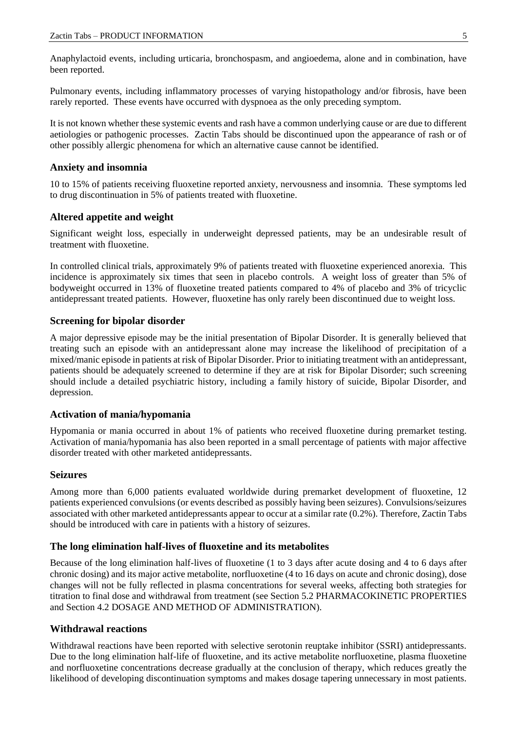Anaphylactoid events, including urticaria, bronchospasm, and angioedema, alone and in combination, have been reported.

Pulmonary events, including inflammatory processes of varying histopathology and/or fibrosis, have been rarely reported. These events have occurred with dyspnoea as the only preceding symptom.

It is not known whether these systemic events and rash have a common underlying cause or are due to different aetiologies or pathogenic processes. Zactin Tabs should be discontinued upon the appearance of rash or of other possibly allergic phenomena for which an alternative cause cannot be identified.

### Anxiety and insomnia

10 to 15% of patients receiving fluoxetine reported anxiety, nervousness and insomnia. These symptoms led to drug discontinuation in 5% of patients treated with fluoxetine.

### Altered appetite and weight

Significant weight loss, especially in underweight depressed patients, may be an undesirable result of treatment with fluoxetine.

In controlled clinical trials, approximately 9% of patients treated with fluoxetine experienced anorexia. This incidence is approximately six times that seen in placebo controls. A weight loss of greater than 5% of bodyweight occurred in 13% of fluoxetine treated patients compared to 4% of placebo and 3% of tricyclic antidepressant treated patients. However, fluoxetine has only rarely been discontinued due to weight loss.

### Screening for bipolar disorder

A major depressive episode may be the initial presentation of Bipolar Disorder. It is generally believed that treating such an episode with an antidepressant alone may increase the likelihood of precipitation of a mixed/manic episode in patients at risk of Bipolar Disorder. Prior to initiating treatment with an antidepressant, patients should be adequately screened to determine if they are at risk for Bipolar Disorder; such screening should include a detailed psychiatric history, including a family history of suicide, Bipolar Disorder, and depression.

### Activation of mania/hypomania

Hypomania or mania occurred in about 1% of patients who received fluoxetine during premarket testing. Activation of mania/hypomania has also been reported in a small percentage of patients with major affective disorder treated with other marketed antidepressants.

### Seizures

Among more than 6,000 patients evaluated worldwide during premarket development of fluoxetine, 12 patients experienced convulsions (or events described as possibly having been seizures). Convulsions/seizures associated with other marketed antidepressants appear to occur at a similar rate (0.2%). Therefore, Zactin Tabs should be introduced with care in patients with a history of seizures.

### The long elimination half-lives of fluoxetine and its metabolites

Because of the long elimination half-lives of fluoxetine (1 to 3 days after acute dosing and 4 to 6 days after chronic dosing) and its major active metabolite, norfluoxetine (4 to 16 days on acute and chronic dosing), dose changes will not be fully reflected in plasma concentrations for several weeks, affecting both strategies for titration to final dose and withdrawal from treatment (see Section 5.2 PHARMACOKINETIC PROPERTIES and Section 4.2 DOSAGE AND METHOD OF ADMINISTRATION).

### Withdrawal reactions

Withdrawal reactions have been reported with selective serotonin reuptake inhibitor (SSRI) antidepressants. Due to the long elimination half-life of fluoxetine, and its active metabolite norfluoxetine, plasma fluoxetine and norfluoxetine concentrations decrease gradually at the conclusion of therapy, which reduces greatly the likelihood of developing discontinuation symptoms and makes dosage tapering unnecessary in most patients.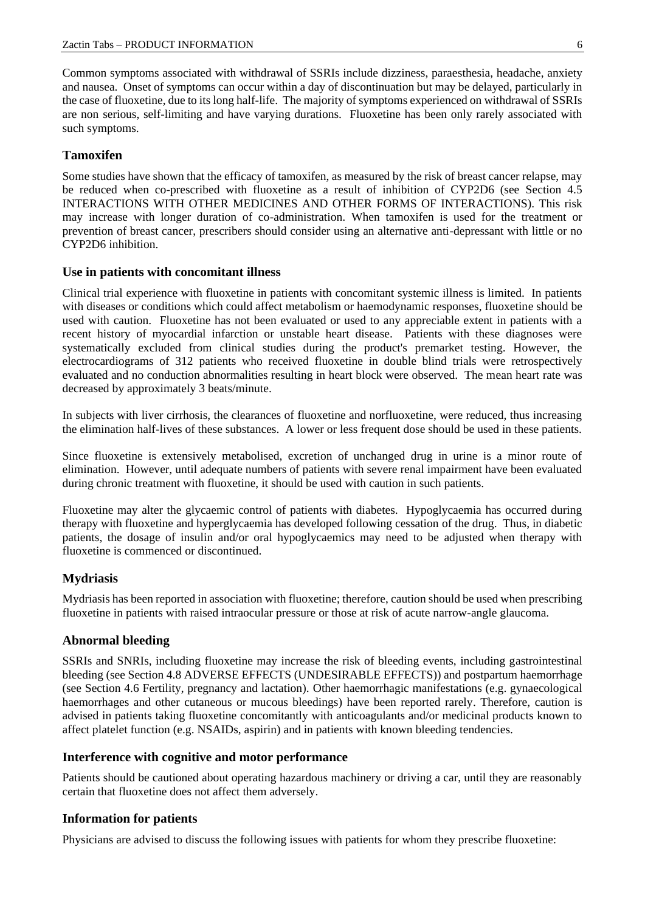Common symptoms associated with withdrawal of SSRIs include dizziness, paraesthesia, headache, anxiety and nausea. Onset of symptoms can occur within a day of discontinuation but may be delayed, particularly in the case of fluoxetine, due to its long half-life. The majority of symptoms experienced on withdrawal of SSRIs are non serious, self-limiting and have varying durations. Fluoxetine has been only rarely associated with such symptoms.

### Tamoxifen

Some studies have shown that the efficacy of tamoxifen, as measured by the risk of breast cancer relapse, may be reduced when co-prescribed with fluoxetine as a result of inhibition of CYP2D6 (see Section 4.5 INTERACTIONS WITH OTHER MEDICINES AND OTHER FORMS OF INTERACTIONS). This risk may increase with longer duration of co-administration. When tamoxifen is used for the treatment or prevention of breast cancer, prescribers should consider using an alternative anti-depressant with little or no CYP2D6 inhibition.

### Use in patients with concomitant illness

Clinical trial experience with fluoxetine in patients with concomitant systemic illness is limited. In patients with diseases or conditions which could affect metabolism or haemodynamic responses, fluoxetine should be used with caution. Fluoxetine has not been evaluated or used to any appreciable extent in patients with a recent history of myocardial infarction or unstable heart disease. Patients with these diagnoses were systematically excluded from clinical studies during the product's premarket testing. However, the electrocardiograms of 312 patients who received fluoxetine in double blind trials were retrospectively evaluated and no conduction abnormalities resulting in heart block were observed. The mean heart rate was decreased by approximately 3 beats/minute.

In subjects with liver cirrhosis, the clearances of fluoxetine and norfluoxetine, were reduced, thus increasing the elimination half-lives of these substances. A lower or less frequent dose should be used in these patients.

Since fluoxetine is extensively metabolised, excretion of unchanged drug in urine is a minor route of elimination. However, until adequate numbers of patients with severe renal impairment have been evaluated during chronic treatment with fluoxetine, it should be used with caution in such patients.

Fluoxetine may alter the glycaemic control of patients with diabetes. Hypoglycaemia has occurred during therapy with fluoxetine and hyperglycaemia has developed following cessation of the drug. Thus, in diabetic patients, the dosage of insulin and/or oral hypoglycaemics may need to be adjusted when therapy with fluoxetine is commenced or discontinued.

### Mydriasis

Mydriasis has been reported in association with fluoxetine; therefore, caution should be used when prescribing fluoxetine in patients with raised intraocular pressure or those at risk of acute narrow-angle glaucoma.

### Abnormal bleeding

SSRIs and SNRIs, including fluoxetine may increase the risk of bleeding events, including gastrointestinal bleeding (see Section 4.8 ADVERSE EFFECTS (UNDESIRABLE EFFECTS)) and postpartum haemorrhage (see Section 4.6 Fertility, pregnancy and lactation). Other haemorrhagic manifestations (e.g. gynaecological haemorrhages and other cutaneous or mucous bleedings) have been reported rarely. Therefore, caution is advised in patients taking fluoxetine concomitantly with anticoagulants and/or medicinal products known to affect platelet function (e.g. NSAIDs, aspirin) and in patients with known bleeding tendencies.

### Interference with cognitive and motor performance

Patients should be cautioned about operating hazardous machinery or driving a car, until they are reasonably certain that fluoxetine does not affect them adversely.

### Information for patients

Physicians are advised to discuss the following issues with patients for whom they prescribe fluoxetine: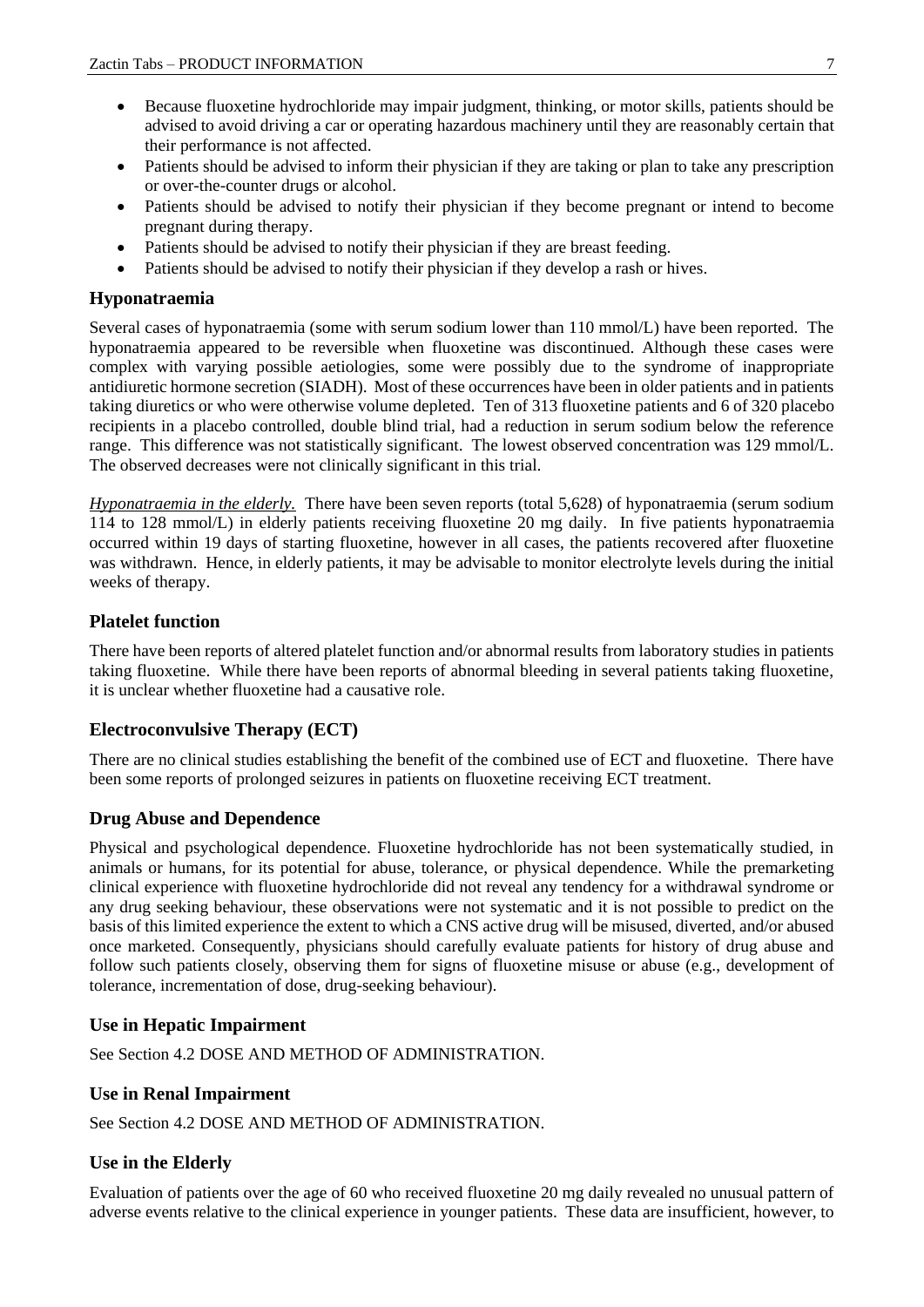- Because fluoxetine hydrochloride may impair judgment, thinking, or motor skills, patients should be advised to avoid driving a car or operating hazardous machinery until they are reasonably certain that their performance is not affected.
- Patients should be advised to inform their physician if they are taking or plan to take any prescription or over-the-counter drugs or alcohol.
- Patients should be advised to notify their physician if they become pregnant or intend to become pregnant during therapy.
- Patients should be advised to notify their physician if they are breast feeding.
- Patients should be advised to notify their physician if they develop a rash or hives.

### Hyponatraemia

Several cases of hyponatraemia (some with serum sodium lower than 110 mmol/L) have been reported. The hyponatraemia appeared to be reversible when fluoxetine was discontinued. Although these cases were complex with varying possible aetiologies, some were possibly due to the syndrome of inappropriate antidiuretic hormone secretion (SIADH). Most of these occurrences have been in older patients and in patients taking diuretics or who were otherwise volume depleted. Ten of 313 fluoxetine patients and 6 of 320 placebo recipients in a placebo controlled, double blind trial, had a reduction in serum sodium below the reference range. This difference was not statistically significant. The lowest observed concentration was 129 mmol/L. The observed decreases were not clinically significant in this trial.

*Hyponatraemia in the elderly.* There have been seven reports (total 5,628) of hyponatraemia (serum sodium 114 to 128 mmol/L) in elderly patients receiving fluoxetine 20 mg daily. In five patients hyponatraemia occurred within 19 days of starting fluoxetine, however in all cases, the patients recovered after fluoxetine was withdrawn. Hence, in elderly patients, it may be advisable to monitor electrolyte levels during the initial weeks of therapy.

### Platelet function

There have been reports of altered platelet function and/or abnormal results from laboratory studies in patients taking fluoxetine. While there have been reports of abnormal bleeding in several patients taking fluoxetine, it is unclear whether fluoxetine had a causative role.

### Electroconvulsive Therapy (ECT)

There are no clinical studies establishing the benefit of the combined use of ECT and fluoxetine. There have been some reports of prolonged seizures in patients on fluoxetine receiving ECT treatment.

### Drug Abuse and Dependence

Physical and psychological dependence. Fluoxetine hydrochloride has not been systematically studied, in animals or humans, for its potential for abuse, tolerance, or physical dependence. While the premarketing clinical experience with fluoxetine hydrochloride did not reveal any tendency for a withdrawal syndrome or any drug seeking behaviour, these observations were not systematic and it is not possible to predict on the basis of this limited experience the extent to which a CNS active drug will be misused, diverted, and/or abused once marketed. Consequently, physicians should carefully evaluate patients for history of drug abuse and follow such patients closely, observing them for signs of fluoxetine misuse or abuse (e.g., development of tolerance, incrementation of dose, drug-seeking behaviour).

### Use in Hepatic Impairment

See Section 4.2 DOSE AND METHOD OF ADMINISTRATION.

### Use in Renal Impairment

See Section 4.2 DOSE AND METHOD OF ADMINISTRATION.

### Use in the Elderly

Evaluation of patients over the age of 60 who received fluoxetine 20 mg daily revealed no unusual pattern of adverse events relative to the clinical experience in younger patients. These data are insufficient, however, to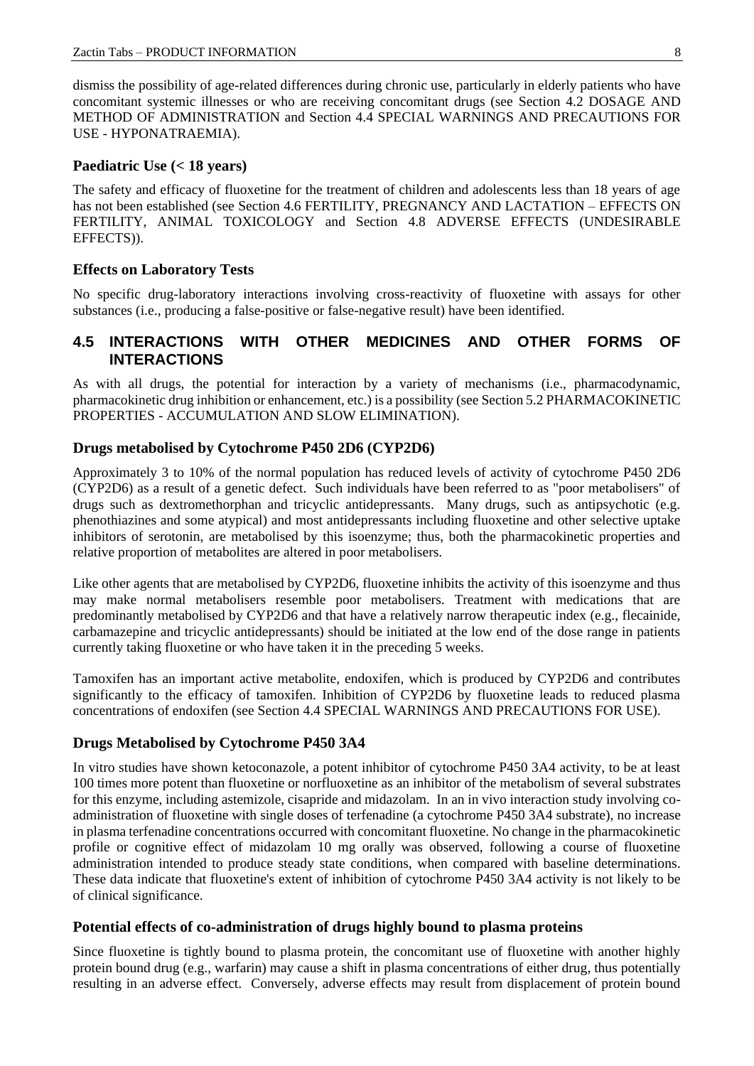dismiss the possibility of age-related differences during chronic use, particularly in elderly patients who have concomitant systemic illnesses or who are receiving concomitant drugs (see Section 4.2 DOSAGE AND METHOD OF ADMINISTRATION and Section 4.4 SPECIAL WARNINGS AND PRECAUTIONS FOR USE - HYPONATRAEMIA).

### Paediatric Use (< 18 years)

The safety and efficacy of fluoxetine for the treatment of children and adolescents less than 18 years of age has not been established (see Section 4.6 FERTILITY, PREGNANCY AND LACTATION – EFFECTS ON FERTILITY, ANIMAL TOXICOLOGY and Section 4.8 ADVERSE EFFECTS (UNDESIRABLE EFFECTS)).

### Effects on Laboratory Tests

No specific drug-laboratory interactions involving cross-reactivity of fluoxetine with assays for other substances (i.e., producing a false-positive or false-negative result) have been identified.

## 4.5 INTERACTIONS WITH OTHER MEDICINES AND OTHER FORMS OF INTERACTIONS

As with all drugs, the potential for interaction by a variety of mechanisms (i.e., pharmacodynamic, pharmacokinetic drug inhibition or enhancement, etc.) is a possibility (see Section 5.2 PHARMACOKINETIC PROPERTIES - ACCUMULATION AND SLOW ELIMINATION).

### Drugs metabolised by Cytochrome P450 2D6 (CYP2D6)

Approximately 3 to 10% of the normal population has reduced levels of activity of cytochrome P450 2D6 (CYP2D6) as a result of a genetic defect. Such individuals have been referred to as "poor metabolisers" of drugs such as dextromethorphan and tricyclic antidepressants. Many drugs, such as antipsychotic (e.g. phenothiazines and some atypical) and most antidepressants including fluoxetine and other selective uptake inhibitors of serotonin, are metabolised by this isoenzyme; thus, both the pharmacokinetic properties and relative proportion of metabolites are altered in poor metabolisers.

Like other agents that are metabolised by CYP2D6, fluoxetine inhibits the activity of this isoenzyme and thus may make normal metabolisers resemble poor metabolisers. Treatment with medications that are predominantly metabolised by CYP2D6 and that have a relatively narrow therapeutic index (e.g., flecainide, carbamazepine and tricyclic antidepressants) should be initiated at the low end of the dose range in patients currently taking fluoxetine or who have taken it in the preceding 5 weeks.

Tamoxifen has an important active metabolite, endoxifen, which is produced by CYP2D6 and contributes significantly to the efficacy of tamoxifen. Inhibition of CYP2D6 by fluoxetine leads to reduced plasma concentrations of endoxifen (see Section 4.4 SPECIAL WARNINGS AND PRECAUTIONS FOR USE).

### Drugs Metabolised by Cytochrome P450 3A4

In vitro studies have shown ketoconazole, a potent inhibitor of cytochrome P450 3A4 activity, to be at least 100 times more potent than fluoxetine or norfluoxetine as an inhibitor of the metabolism of several substrates for this enzyme, including astemizole, cisapride and midazolam. In an in vivo interaction study involving co-administration of fluoxetine with single doses of terfenadine (a cytochrome P450 3A4 substrate), no increase in plasma terfenadine concentrations occurred with concomitant fluoxetine. No change in the pharmacokinetic profile or cognitive effect of midazolam 10 mg orally was observed, following a course of fluoxetine administration intended to produce steady state conditions, when compared with baseline determinations. These data indicate that fluoxetine's extent of inhibition of cytochrome P450 3A4 activity is not likely to be of clinical significance.

### Potential effects of co-administration of drugs highly bound to plasma proteins

Since fluoxetine is tightly bound to plasma protein, the concomitant use of fluoxetine with another highly protein bound drug (e.g., warfarin) may cause a shift in plasma concentrations of either drug, thus potentially resulting in an adverse effect. Conversely, adverse effects may result from displacement of protein bound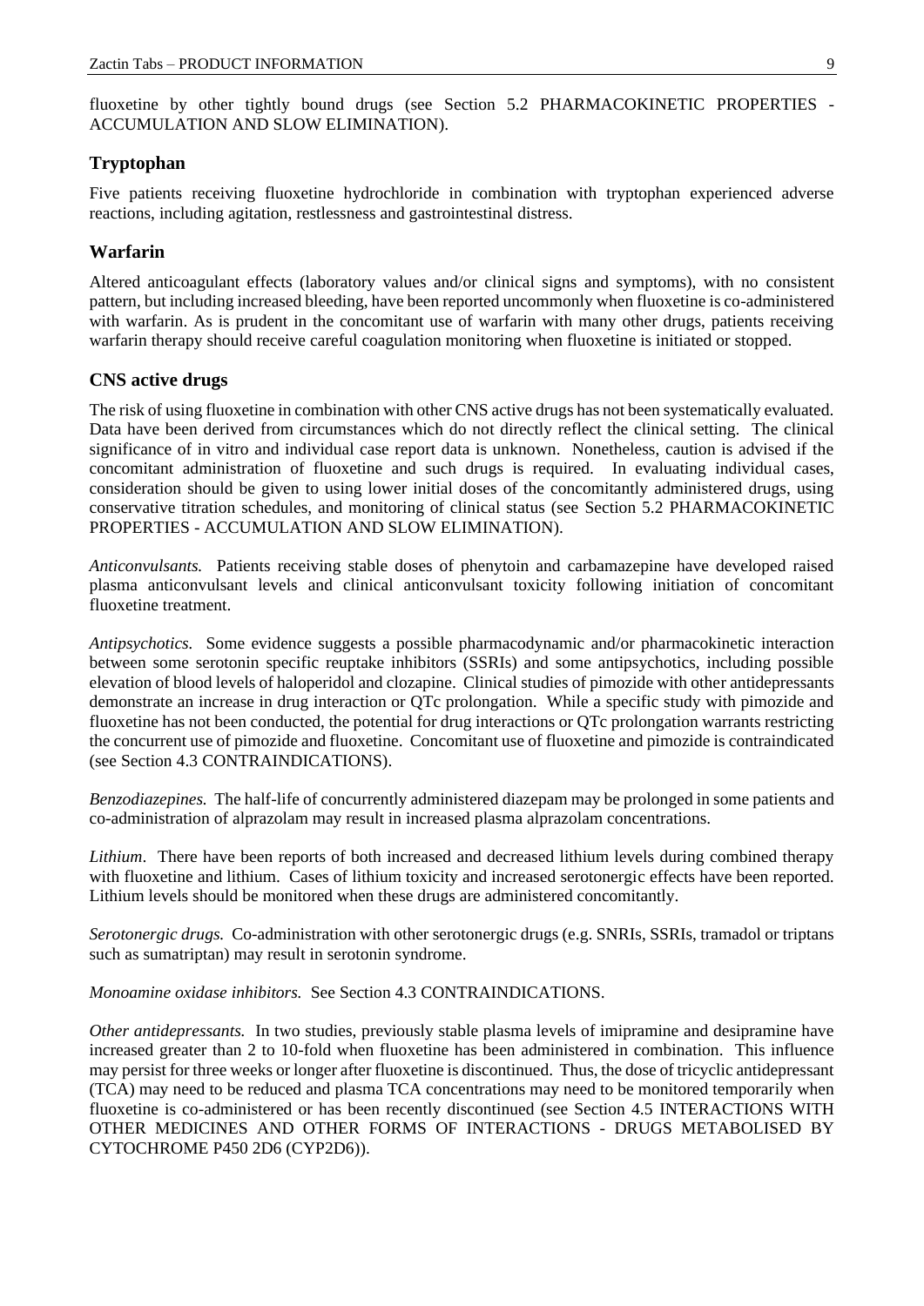fluoxetine by other tightly bound drugs (see Section 5.2 PHARMACOKINETIC PROPERTIES - ACCUMULATION AND SLOW ELIMINATION).

### Tryptophan

Five patients receiving fluoxetine hydrochloride in combination with tryptophan experienced adverse reactions, including agitation, restlessness and gastrointestinal distress.

### Warfarin

Altered anticoagulant effects (laboratory values and/or clinical signs and symptoms), with no consistent pattern, but including increased bleeding, have been reported uncommonly when fluoxetine is co-administered with warfarin. As is prudent in the concomitant use of warfarin with many other drugs, patients receiving warfarin therapy should receive careful coagulation monitoring when fluoxetine is initiated or stopped.

### CNS active drugs

The risk of using fluoxetine in combination with other CNS active drugs has not been systematically evaluated. Data have been derived from circumstances which do not directly reflect the clinical setting. The clinical significance of in vitro and individual case report data is unknown. Nonetheless, caution is advised if the concomitant administration of fluoxetine and such drugs is required. In evaluating individual cases, consideration should be given to using lower initial doses of the concomitantly administered drugs, using conservative titration schedules, and monitoring of clinical status (see Section 5.2 PHARMACOKINETIC PROPERTIES - ACCUMULATION AND SLOW ELIMINATION).

*Anticonvulsants.* Patients receiving stable doses of phenytoin and carbamazepine have developed raised plasma anticonvulsant levels and clinical anticonvulsant toxicity following initiation of concomitant fluoxetine treatment.

*Antipsychotics.* Some evidence suggests a possible pharmacodynamic and/or pharmacokinetic interaction between some serotonin specific reuptake inhibitors (SSRIs) and some antipsychotics, including possible elevation of blood levels of haloperidol and clozapine. Clinical studies of pimozide with other antidepressants demonstrate an increase in drug interaction or QTc prolongation. While a specific study with pimozide and fluoxetine has not been conducted, the potential for drug interactions or QTc prolongation warrants restricting the concurrent use of pimozide and fluoxetine. Concomitant use of fluoxetine and pimozide is contraindicated (see Section 4.3 CONTRAINDICATIONS).

*Benzodiazepines.* The half-life of concurrently administered diazepam may be prolonged in some patients and co-administration of alprazolam may result in increased plasma alprazolam concentrations.

*Lithium*. There have been reports of both increased and decreased lithium levels during combined therapy with fluoxetine and lithium. Cases of lithium toxicity and increased serotonergic effects have been reported. Lithium levels should be monitored when these drugs are administered concomitantly.

*Serotonergic drugs.* Co-administration with other serotonergic drugs (e.g. SNRIs, SSRIs, tramadol or triptans such as sumatriptan) may result in serotonin syndrome.

*Monoamine oxidase inhibitors.* See Section 4.3 CONTRAINDICATIONS.

*Other antidepressants.* In two studies, previously stable plasma levels of imipramine and desipramine have increased greater than 2 to 10-fold when fluoxetine has been administered in combination. This influence may persist for three weeks or longer after fluoxetine is discontinued. Thus, the dose of tricyclic antidepressant (TCA) may need to be reduced and plasma TCA concentrations may need to be monitored temporarily when fluoxetine is co-administered or has been recently discontinued (see Section 4.5 INTERACTIONS WITH OTHER MEDICINES AND OTHER FORMS OF INTERACTIONS - DRUGS METABOLISED BY CYTOCHROME P450 2D6 (CYP2D6)).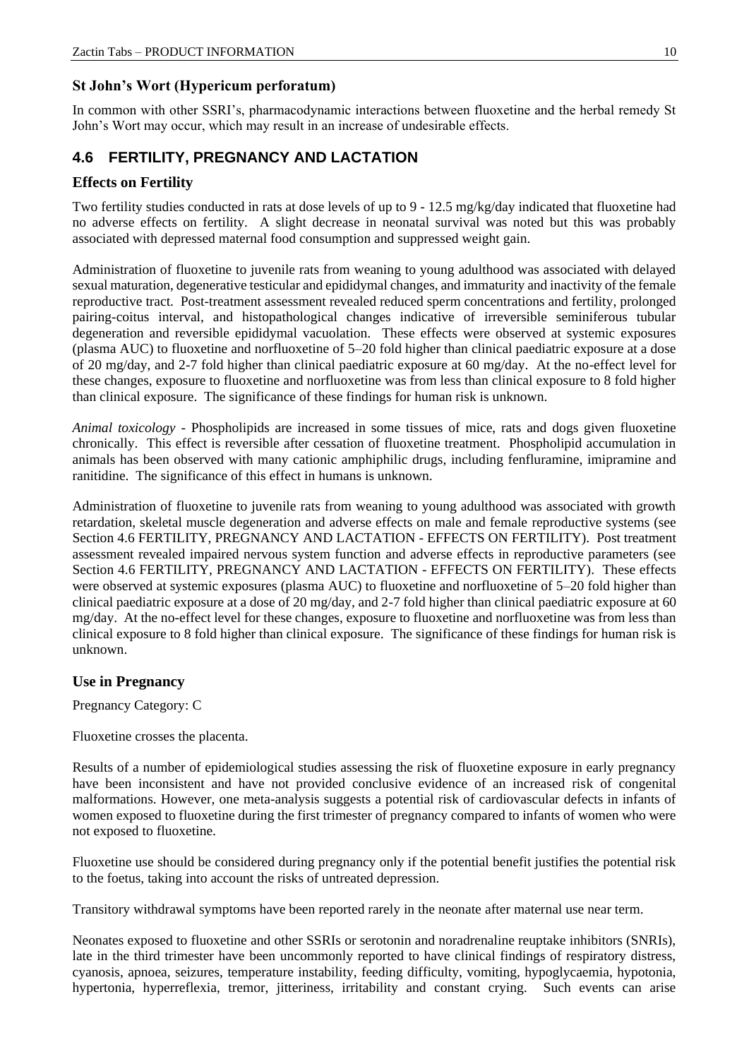### St John's Wort (Hypericum perforatum)

In common with other SSRI's, pharmacodynamic interactions between fluoxetine and the herbal remedy St John's Wort may occur, which may result in an increase of undesirable effects.

## 4.6 FERTILITY, PREGNANCY AND LACTATION

### Effects on Fertility

Two fertility studies conducted in rats at dose levels of up to 9 - 12.5 mg/kg/day indicated that fluoxetine had no adverse effects on fertility. A slight decrease in neonatal survival was noted but this was probably associated with depressed maternal food consumption and suppressed weight gain.

Administration of fluoxetine to juvenile rats from weaning to young adulthood was associated with delayed sexual maturation, degenerative testicular and epididymal changes, and immaturity and inactivity of the female reproductive tract. Post-treatment assessment revealed reduced sperm concentrations and fertility, prolonged pairing-coitus interval, and histopathological changes indicative of irreversible seminiferous tubular degeneration and reversible epididymal vacuolation. These effects were observed at systemic exposures (plasma AUC) to fluoxetine and norfluoxetine of 5–20 fold higher than clinical paediatric exposure at a dose of 20 mg/day, and 2-7 fold higher than clinical paediatric exposure at 60 mg/day. At the no-effect level for these changes, exposure to fluoxetine and norfluoxetine was from less than clinical exposure to 8 fold higher than clinical exposure. The significance of these findings for human risk is unknown.

*Animal toxicology* - Phospholipids are increased in some tissues of mice, rats and dogs given fluoxetine chronically. This effect is reversible after cessation of fluoxetine treatment. Phospholipid accumulation in animals has been observed with many cationic amphiphilic drugs, including fenfluramine, imipramine and ranitidine. The significance of this effect in humans is unknown.

Administration of fluoxetine to juvenile rats from weaning to young adulthood was associated with growth retardation, skeletal muscle degeneration and adverse effects on male and female reproductive systems (see Section 4.6 FERTILITY, PREGNANCY AND LACTATION - EFFECTS ON FERTILITY). Post treatment assessment revealed impaired nervous system function and adverse effects in reproductive parameters (see Section 4.6 FERTILITY, PREGNANCY AND LACTATION - EFFECTS ON FERTILITY). These effects were observed at systemic exposures (plasma AUC) to fluoxetine and norfluoxetine of 5–20 fold higher than clinical paediatric exposure at a dose of 20 mg/day, and 2-7 fold higher than clinical paediatric exposure at 60 mg/day. At the no-effect level for these changes, exposure to fluoxetine and norfluoxetine was from less than clinical exposure to 8 fold higher than clinical exposure. The significance of these findings for human risk is unknown.

### Use in Pregnancy

Pregnancy Category: C

Fluoxetine crosses the placenta.

Results of a number of epidemiological studies assessing the risk of fluoxetine exposure in early pregnancy have been inconsistent and have not provided conclusive evidence of an increased risk of congenital malformations. However, one meta-analysis suggests a potential risk of cardiovascular defects in infants of women exposed to fluoxetine during the first trimester of pregnancy compared to infants of women who were not exposed to fluoxetine.

Fluoxetine use should be considered during pregnancy only if the potential benefit justifies the potential risk to the foetus, taking into account the risks of untreated depression.

Transitory withdrawal symptoms have been reported rarely in the neonate after maternal use near term.

Neonates exposed to fluoxetine and other SSRIs or serotonin and noradrenaline reuptake inhibitors (SNRIs), late in the third trimester have been uncommonly reported to have clinical findings of respiratory distress, cyanosis, apnoea, seizures, temperature instability, feeding difficulty, vomiting, hypoglycaemia, hypotonia, hypertonia, hyperreflexia, tremor, jitteriness, irritability and constant crying. Such events can arise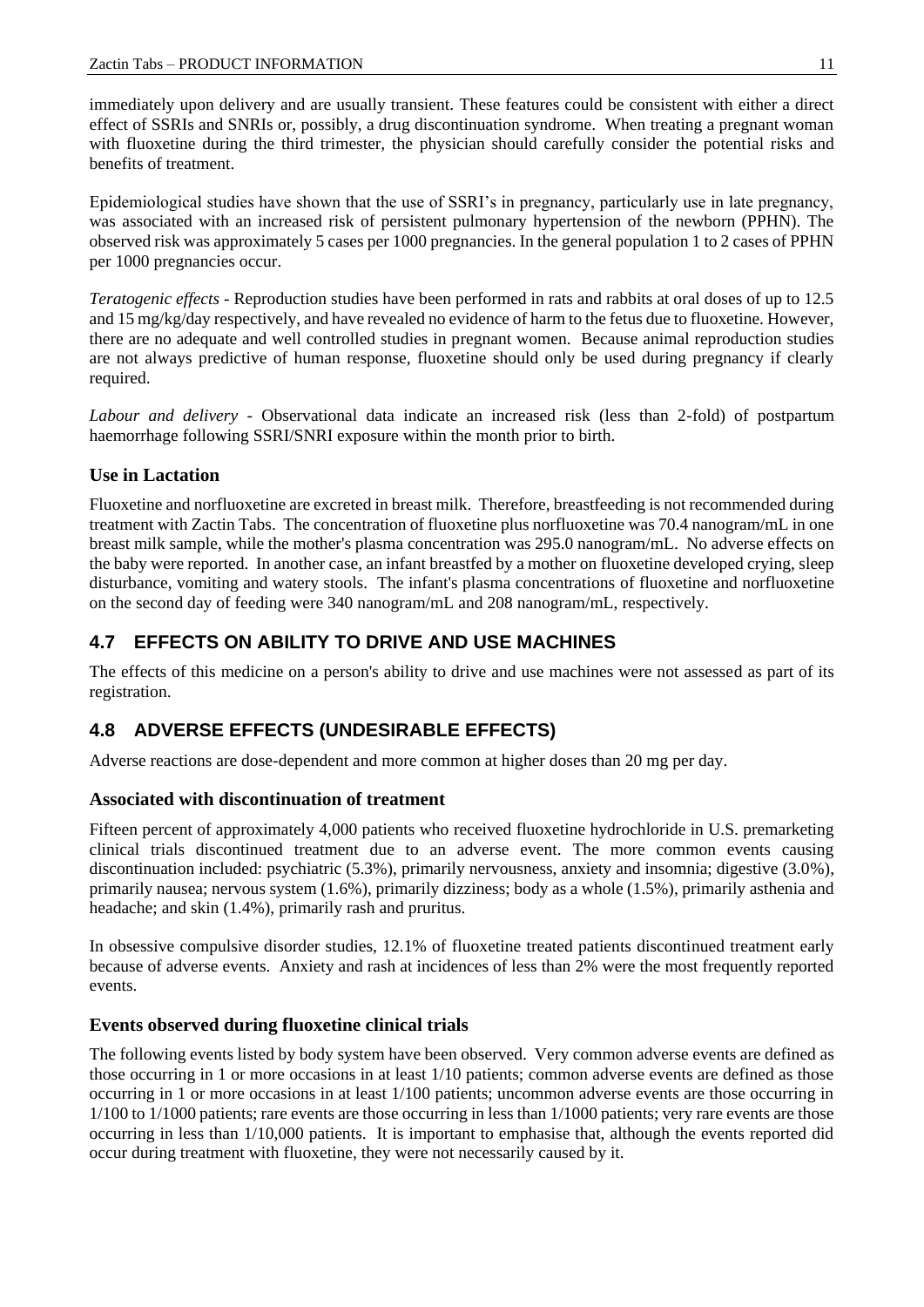immediately upon delivery and are usually transient. These features could be consistent with either a direct effect of SSRIs and SNRIs or, possibly, a drug discontinuation syndrome. When treating a pregnant woman with fluoxetine during the third trimester, the physician should carefully consider the potential risks and benefits of treatment.

Epidemiological studies have shown that the use of SSRI's in pregnancy, particularly use in late pregnancy, was associated with an increased risk of persistent pulmonary hypertension of the newborn (PPHN). The observed risk was approximately 5 cases per 1000 pregnancies. In the general population 1 to 2 cases of PPHN per 1000 pregnancies occur.

*Teratogenic effects* - Reproduction studies have been performed in rats and rabbits at oral doses of up to 12.5 and 15 mg/kg/day respectively, and have revealed no evidence of harm to the fetus due to fluoxetine. However, there are no adequate and well controlled studies in pregnant women. Because animal reproduction studies are not always predictive of human response, fluoxetine should only be used during pregnancy if clearly required.

*Labour and delivery* - Observational data indicate an increased risk (less than 2-fold) of postpartum haemorrhage following SSRI/SNRI exposure within the month prior to birth.

### Use in Lactation

Fluoxetine and norfluoxetine are excreted in breast milk. Therefore, breastfeeding is not recommended during treatment with Zactin Tabs. The concentration of fluoxetine plus norfluoxetine was 70.4 nanogram/mL in one breast milk sample, while the mother's plasma concentration was 295.0 nanogram/mL. No adverse effects on the baby were reported. In another case, an infant breastfed by a mother on fluoxetine developed crying, sleep disturbance, vomiting and watery stools. The infant's plasma concentrations of fluoxetine and norfluoxetine on the second day of feeding were 340 nanogram/mL and 208 nanogram/mL, respectively.

## 4.7 EFFECTS ON ABILITY TO DRIVE AND USE MACHINES

The effects of this medicine on a person's ability to drive and use machines were not assessed as part of its registration.

## 4.8 ADVERSE EFFECTS (UNDESIRABLE EFFECTS)

Adverse reactions are dose-dependent and more common at higher doses than 20 mg per day.

### Associated with discontinuation of treatment

Fifteen percent of approximately 4,000 patients who received fluoxetine hydrochloride in U.S. premarketing clinical trials discontinued treatment due to an adverse event. The more common events causing discontinuation included: psychiatric (5.3%), primarily nervousness, anxiety and insomnia; digestive (3.0%), primarily nausea; nervous system (1.6%), primarily dizziness; body as a whole (1.5%), primarily asthenia and headache; and skin (1.4%), primarily rash and pruritus.

In obsessive compulsive disorder studies, 12.1% of fluoxetine treated patients discontinued treatment early because of adverse events. Anxiety and rash at incidences of less than 2% were the most frequently reported events.

### Events observed during fluoxetine clinical trials

The following events listed by body system have been observed. Very common adverse events are defined as those occurring in 1 or more occasions in at least 1/10 patients; common adverse events are defined as those occurring in 1 or more occasions in at least 1/100 patients; uncommon adverse events are those occurring in 1/100 to 1/1000 patients; rare events are those occurring in less than 1/1000 patients; very rare events are those occurring in less than 1/10,000 patients. It is important to emphasise that, although the events reported did occur during treatment with fluoxetine, they were not necessarily caused by it.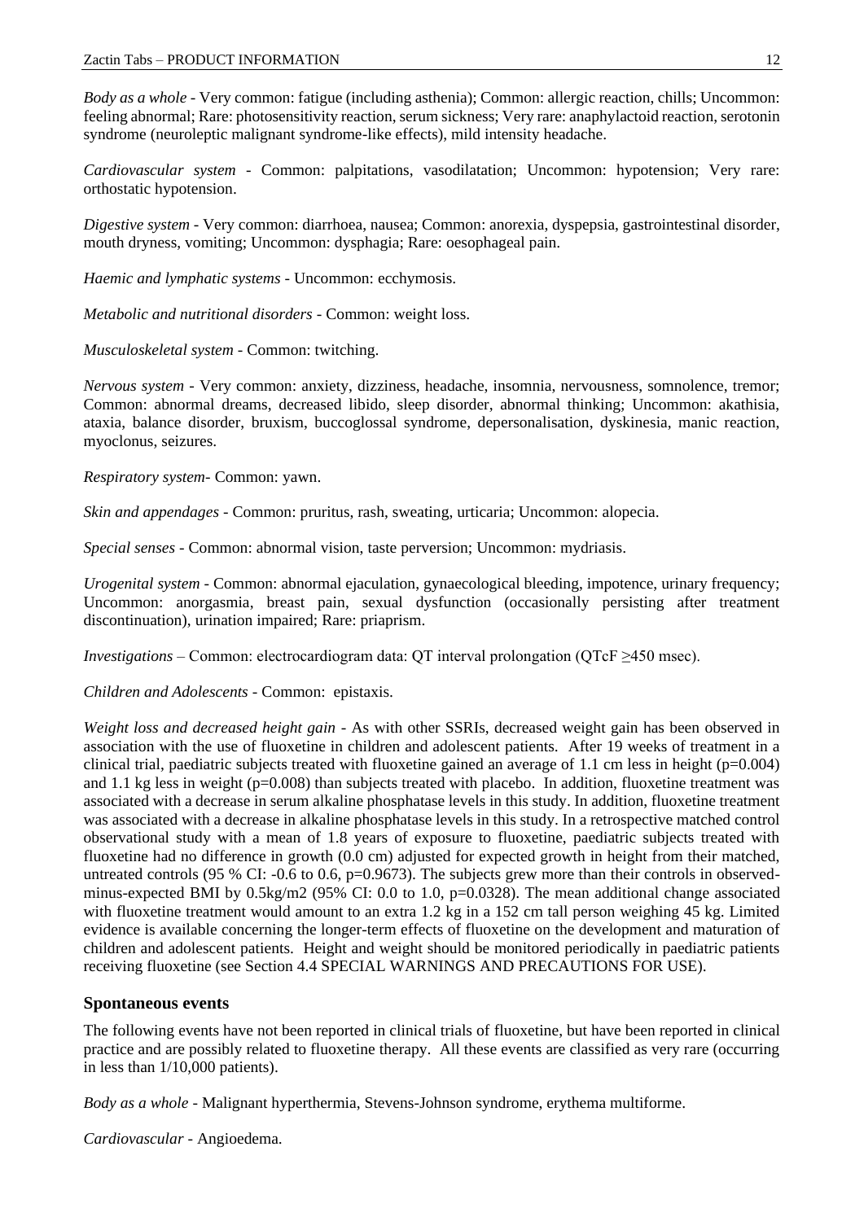*Body as a whole* - Very common: fatigue (including asthenia); Common: allergic reaction, chills; Uncommon: feeling abnormal; Rare: photosensitivity reaction, serum sickness; Very rare: anaphylactoid reaction, serotonin syndrome (neuroleptic malignant syndrome-like effects), mild intensity headache.

*Cardiovascular system* - Common: palpitations, vasodilatation; Uncommon: hypotension; Very rare: orthostatic hypotension.

*Digestive system* - Very common: diarrhoea, nausea; Common: anorexia, dyspepsia, gastrointestinal disorder, mouth dryness, vomiting; Uncommon: dysphagia; Rare: oesophageal pain.

*Haemic and lymphatic systems* - Uncommon: ecchymosis.

*Metabolic and nutritional disorders* - Common: weight loss.

*Musculoskeletal system* - Common: twitching.

*Nervous system* - Very common: anxiety, dizziness, headache, insomnia, nervousness, somnolence, tremor; Common: abnormal dreams, decreased libido, sleep disorder, abnormal thinking; Uncommon: akathisia, ataxia, balance disorder, bruxism, buccoglossal syndrome, depersonalisation, dyskinesia, manic reaction, myoclonus, seizures.

*Respiratory system*- Common: yawn.

*Skin and appendages* - Common: pruritus, rash, sweating, urticaria; Uncommon: alopecia.

*Special senses* - Common: abnormal vision, taste perversion; Uncommon: mydriasis.

*Urogenital system* - Common: abnormal ejaculation, gynaecological bleeding, impotence, urinary frequency; Uncommon: anorgasmia, breast pain, sexual dysfunction (occasionally persisting after treatment discontinuation), urination impaired; Rare: priaprism.

*Investigations* – Common: electrocardiogram data: QT interval prolongation (QTcF ≥450 msec).

*Children and Adolescents* - Common: epistaxis.

*Weight loss and decreased height gain* - As with other SSRIs, decreased weight gain has been observed in association with the use of fluoxetine in children and adolescent patients. After 19 weeks of treatment in a clinical trial, paediatric subjects treated with fluoxetine gained an average of 1.1 cm less in height ($p=0.004$) and 1.1 kg less in weight ($p=0.008$) than subjects treated with placebo. In addition, fluoxetine treatment was associated with a decrease in serum alkaline phosphatase levels in this study. In addition, fluoxetine treatment was associated with a decrease in alkaline phosphatase levels in this study. In a retrospective matched control observational study with a mean of 1.8 years of exposure to fluoxetine, paediatric subjects treated with fluoxetine had no difference in growth (0.0 cm) adjusted for expected growth in height from their matched, untreated controls (95 % CI: -0.6 to 0.6, $p=0.9673$). The subjects grew more than their controls in observed-minus-expected BMI by 0.5kg/m2 (95% CI: 0.0 to 1.0, $p=0.0328$). The mean additional change associated with fluoxetine treatment would amount to an extra 1.2 kg in a 152 cm tall person weighing 45 kg. Limited evidence is available concerning the longer-term effects of fluoxetine on the development and maturation of children and adolescent patients. Height and weight should be monitored periodically in paediatric patients receiving fluoxetine (see Section 4.4 SPECIAL WARNINGS AND PRECAUTIONS FOR USE).

### Spontaneous events

The following events have not been reported in clinical trials of fluoxetine, but have been reported in clinical practice and are possibly related to fluoxetine therapy. All these events are classified as very rare (occurring in less than 1/10,000 patients).

*Body as a whole* - Malignant hyperthermia, Stevens-Johnson syndrome, erythema multiforme.

*Cardiovascular* - Angioedema.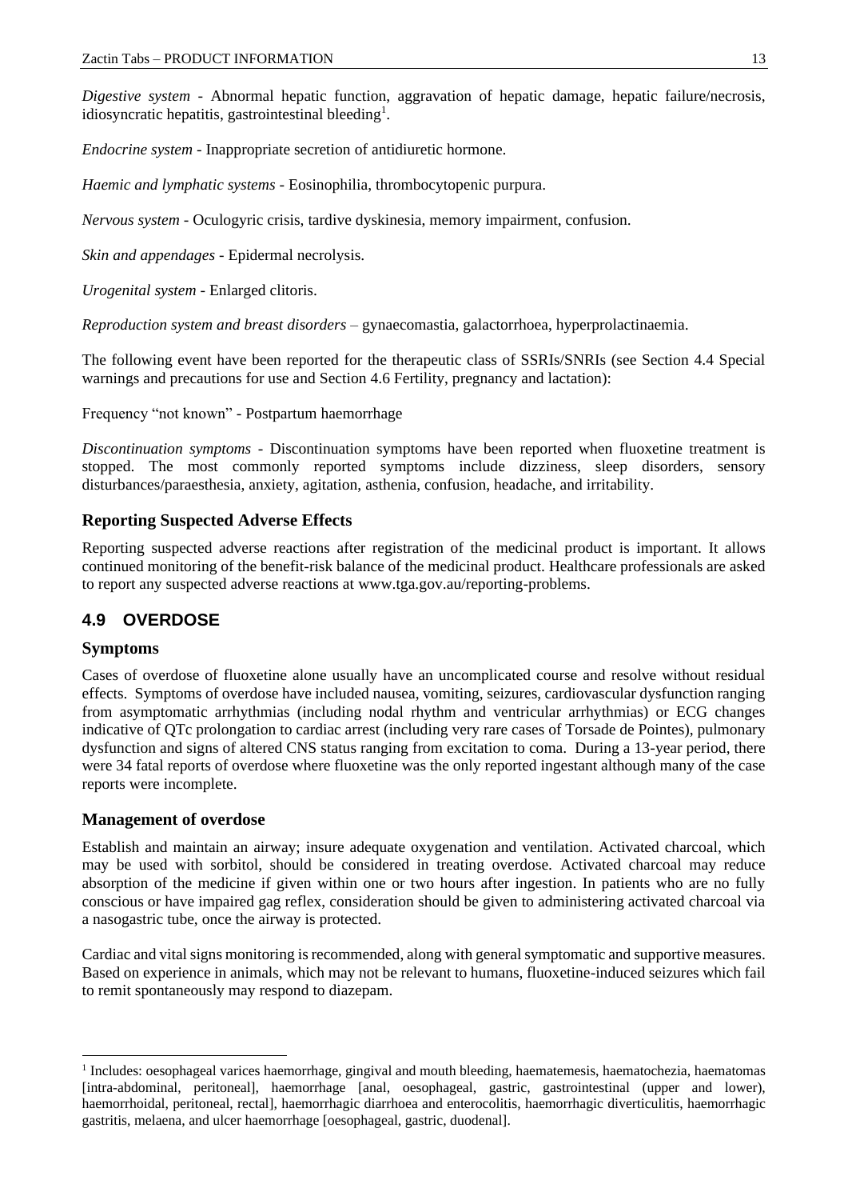*Digestive system* - Abnormal hepatic function, aggravation of hepatic damage, hepatic failure/necrosis, idiosyncratic hepatitis, gastrointestinal bleeding[1].

*Endocrine system* - Inappropriate secretion of antidiuretic hormone.

*Haemic and lymphatic systems* - Eosinophilia, thrombocytopenic purpura.

*Nervous system* - Oculogyric crisis, tardive dyskinesia, memory impairment, confusion.

*Skin and appendages* - Epidermal necrolysis.

*Urogenital system* - Enlarged clitoris.

*Reproduction system and breast disorders* – gynaecomastia, galactorrhoea, hyperprolactinaemia.

The following event have been reported for the therapeutic class of SSRIs/SNRIs (see Section 4.4 Special warnings and precautions for use and Section 4.6 Fertility, pregnancy and lactation):

Frequency "not known" - Postpartum haemorrhage

*Discontinuation symptoms* - Discontinuation symptoms have been reported when fluoxetine treatment is stopped. The most commonly reported symptoms include dizziness, sleep disorders, sensory disturbances/paraesthesia, anxiety, agitation, asthenia, confusion, headache, and irritability.

### Reporting Suspected Adverse Effects

Reporting suspected adverse reactions after registration of the medicinal product is important. It allows continued monitoring of the benefit-risk balance of the medicinal product. Healthcare professionals are asked to report any suspected adverse reactions at www.tga.gov.au/reporting-problems.

## 4.9 OVERDOSE

### Symptoms

Cases of overdose of fluoxetine alone usually have an uncomplicated course and resolve without residual effects. Symptoms of overdose have included nausea, vomiting, seizures, cardiovascular dysfunction ranging from asymptomatic arrhythmias (including nodal rhythm and ventricular arrhythmias) or ECG changes indicative of QTc prolongation to cardiac arrest (including very rare cases of Torsade de Pointes), pulmonary dysfunction and signs of altered CNS status ranging from excitation to coma. During a 13-year period, there were 34 fatal reports of overdose where fluoxetine was the only reported ingestant although many of the case reports were incomplete.

### Management of overdose

Establish and maintain an airway; insure adequate oxygenation and ventilation. Activated charcoal, which may be used with sorbitol, should be considered in treating overdose. Activated charcoal may reduce absorption of the medicine if given within one or two hours after ingestion. In patients who are no fully conscious or have impaired gag reflex, consideration should be given to administering activated charcoal via a nasogastric tube, once the airway is protected.

Cardiac and vital signs monitoring is recommended, along with general symptomatic and supportive measures. Based on experience in animals, which may not be relevant to humans, fluoxetine-induced seizures which fail to remit spontaneously may respond to diazepam.

---

[1] Includes: oesophageal varices haemorrhage, gingival and mouth bleeding, haematemesis, haematochezia, haematomas [intra-abdominal, peritoneal], haemorrhage [anal, oesophageal, gastric, gastrointestinal (upper and lower), haemorrhoidal, peritoneal, rectal], haemorrhagic diarrhoea and enterocolitis, haemorrhagic diverticulitis, haemorrhagic gastritis, melaena, and ulcer haemorrhage [oesophageal, gastric, duodenal].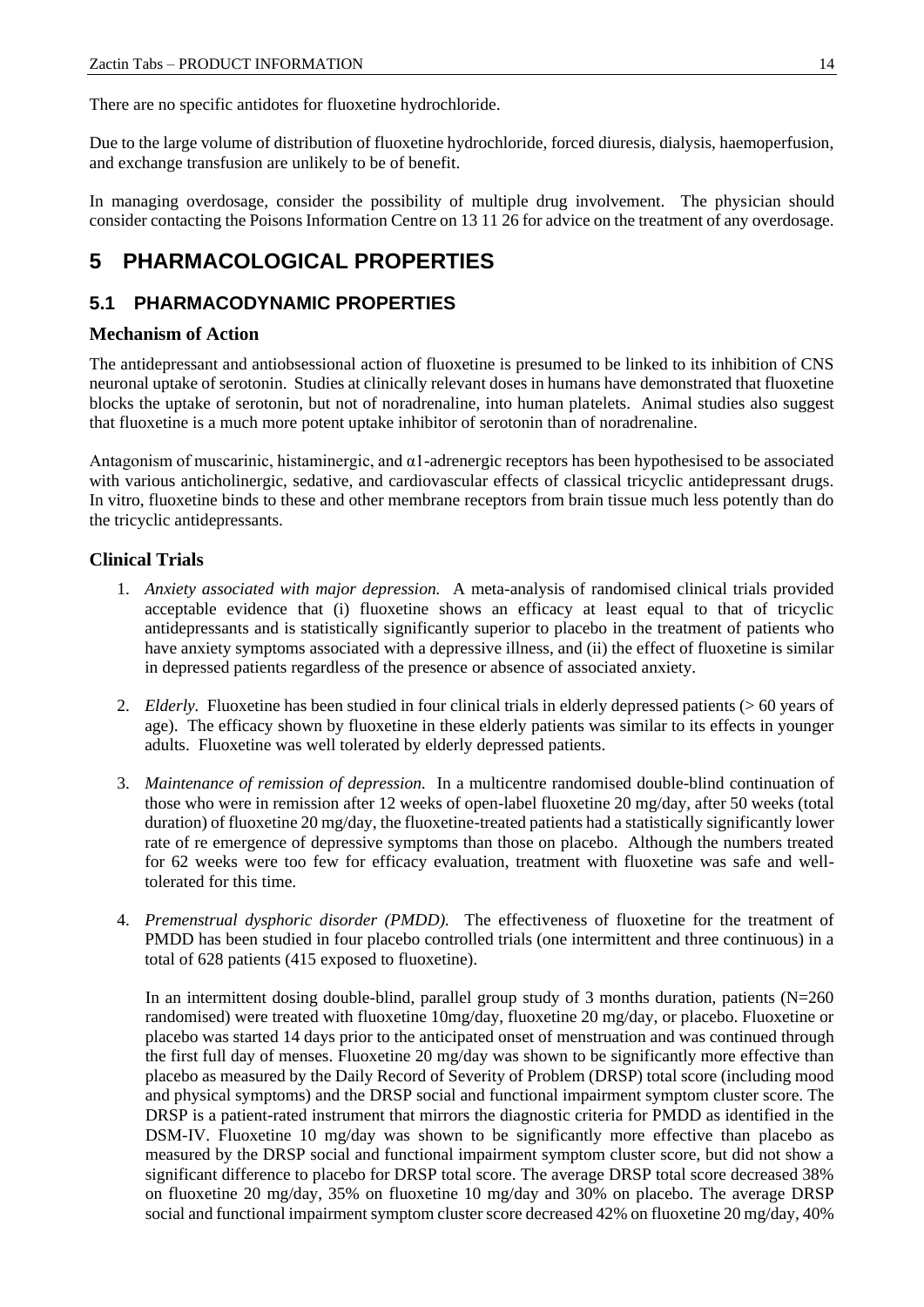There are no specific antidotes for fluoxetine hydrochloride.

Due to the large volume of distribution of fluoxetine hydrochloride, forced diuresis, dialysis, haemoperfusion, and exchange transfusion are unlikely to be of benefit.

In managing overdosage, consider the possibility of multiple drug involvement. The physician should consider contacting the Poisons Information Centre on 13 11 26 for advice on the treatment of any overdosage.

# 5 PHARMACOLOGICAL PROPERTIES

## 5.1 PHARMACODYNAMIC PROPERTIES

### Mechanism of Action

The antidepressant and antiobsessional action of fluoxetine is presumed to be linked to its inhibition of CNS neuronal uptake of serotonin. Studies at clinically relevant doses in humans have demonstrated that fluoxetine blocks the uptake of serotonin, but not of noradrenaline, into human platelets. Animal studies also suggest that fluoxetine is a much more potent uptake inhibitor of serotonin than of noradrenaline.

Antagonism of muscarinic, histaminergic, and α1-adrenergic receptors has been hypothesised to be associated with various anticholinergic, sedative, and cardiovascular effects of classical tricyclic antidepressant drugs. In vitro, fluoxetine binds to these and other membrane receptors from brain tissue much less potently than do the tricyclic antidepressants.

### Clinical Trials

1. *Anxiety associated with major depression.* A meta-analysis of randomised clinical trials provided acceptable evidence that (i) fluoxetine shows an efficacy at least equal to that of tricyclic antidepressants and is statistically significantly superior to placebo in the treatment of patients who have anxiety symptoms associated with a depressive illness, and (ii) the effect of fluoxetine is similar in depressed patients regardless of the presence or absence of associated anxiety.

2. *Elderly.* Fluoxetine has been studied in four clinical trials in elderly depressed patients (> 60 years of age). The efficacy shown by fluoxetine in these elderly patients was similar to its effects in younger adults. Fluoxetine was well tolerated by elderly depressed patients.

3. *Maintenance of remission of depression.* In a multicentre randomised double-blind continuation of those who were in remission after 12 weeks of open-label fluoxetine 20 mg/day, after 50 weeks (total duration) of fluoxetine 20 mg/day, the fluoxetine-treated patients had a statistically significantly lower rate of re emergence of depressive symptoms than those on placebo. Although the numbers treated for 62 weeks were too few for efficacy evaluation, treatment with fluoxetine was safe and well-tolerated for this time.

4. *Premenstrual dysphoric disorder (PMDD).* The effectiveness of fluoxetine for the treatment of PMDD has been studied in four placebo controlled trials (one intermittent and three continuous) in a total of 628 patients (415 exposed to fluoxetine).

   In an intermittent dosing double-blind, parallel group study of 3 months duration, patients (N=260 randomised) were treated with fluoxetine 10mg/day, fluoxetine 20 mg/day, or placebo. Fluoxetine or placebo was started 14 days prior to the anticipated onset of menstruation and was continued through the first full day of menses. Fluoxetine 20 mg/day was shown to be significantly more effective than placebo as measured by the Daily Record of Severity of Problem (DRSP) total score (including mood and physical symptoms) and the DRSP social and functional impairment symptom cluster score. The DRSP is a patient-rated instrument that mirrors the diagnostic criteria for PMDD as identified in the DSM-IV. Fluoxetine 10 mg/day was shown to be significantly more effective than placebo as measured by the DRSP social and functional impairment symptom cluster score, but did not show a significant difference to placebo for DRSP total score. The average DRSP total score decreased 38% on fluoxetine 20 mg/day, 35% on fluoxetine 10 mg/day and 30% on placebo. The average DRSP social and functional impairment symptom cluster score decreased 42% on fluoxetine 20 mg/day, 40%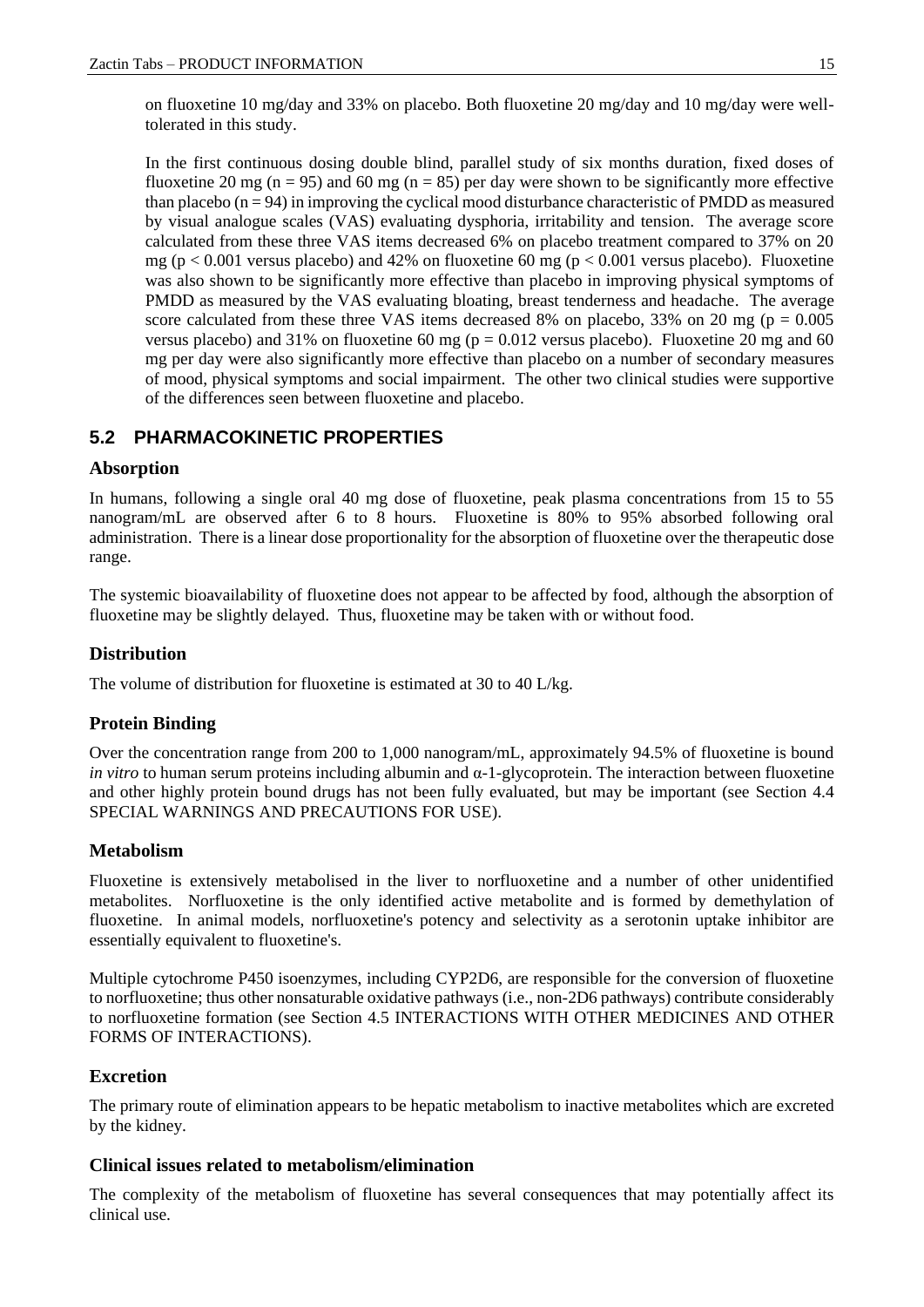on fluoxetine 10 mg/day and 33% on placebo. Both fluoxetine 20 mg/day and 10 mg/day were well-tolerated in this study.

In the first continuous dosing double blind, parallel study of six months duration, fixed doses of fluoxetine 20 mg ($n = 95$) and 60 mg ($n = 85$) per day were shown to be significantly more effective than placebo ($n = 94$) in improving the cyclical mood disturbance characteristic of PMDD as measured by visual analogue scales (VAS) evaluating dysphoria, irritability and tension. The average score calculated from these three VAS items decreased 6% on placebo treatment compared to 37% on 20 mg ($p < 0.001$ versus placebo) and 42% on fluoxetine 60 mg ($p < 0.001$ versus placebo). Fluoxetine was also shown to be significantly more effective than placebo in improving physical symptoms of PMDD as measured by the VAS evaluating bloating, breast tenderness and headache. The average score calculated from these three VAS items decreased 8% on placebo, 33% on 20 mg ($p = 0.005$ versus placebo) and 31% on fluoxetine 60 mg ($p = 0.012$ versus placebo). Fluoxetine 20 mg and 60 mg per day were also significantly more effective than placebo on a number of secondary measures of mood, physical symptoms and social impairment. The other two clinical studies were supportive of the differences seen between fluoxetine and placebo.

## 5.2 PHARMACOKINETIC PROPERTIES

### Absorption

In humans, following a single oral 40 mg dose of fluoxetine, peak plasma concentrations from 15 to 55 nanogram/mL are observed after 6 to 8 hours. Fluoxetine is 80% to 95% absorbed following oral administration. There is a linear dose proportionality for the absorption of fluoxetine over the therapeutic dose range.

The systemic bioavailability of fluoxetine does not appear to be affected by food, although the absorption of fluoxetine may be slightly delayed. Thus, fluoxetine may be taken with or without food.

### Distribution

The volume of distribution for fluoxetine is estimated at 30 to 40 L/kg.

### Protein Binding

Over the concentration range from 200 to 1,000 nanogram/mL, approximately 94.5% of fluoxetine is bound *in vitro* to human serum proteins including albumin and α-1-glycoprotein. The interaction between fluoxetine and other highly protein bound drugs has not been fully evaluated, but may be important (see Section 4.4 SPECIAL WARNINGS AND PRECAUTIONS FOR USE).

### Metabolism

Fluoxetine is extensively metabolised in the liver to norfluoxetine and a number of other unidentified metabolites. Norfluoxetine is the only identified active metabolite and is formed by demethylation of fluoxetine. In animal models, norfluoxetine's potency and selectivity as a serotonin uptake inhibitor are essentially equivalent to fluoxetine's.

Multiple cytochrome P450 isoenzymes, including CYP2D6, are responsible for the conversion of fluoxetine to norfluoxetine; thus other nonsaturable oxidative pathways (i.e., non-2D6 pathways) contribute considerably to norfluoxetine formation (see Section 4.5 INTERACTIONS WITH OTHER MEDICINES AND OTHER FORMS OF INTERACTIONS).

### Excretion

The primary route of elimination appears to be hepatic metabolism to inactive metabolites which are excreted by the kidney.

### Clinical issues related to metabolism/elimination

The complexity of the metabolism of fluoxetine has several consequences that may potentially affect its clinical use.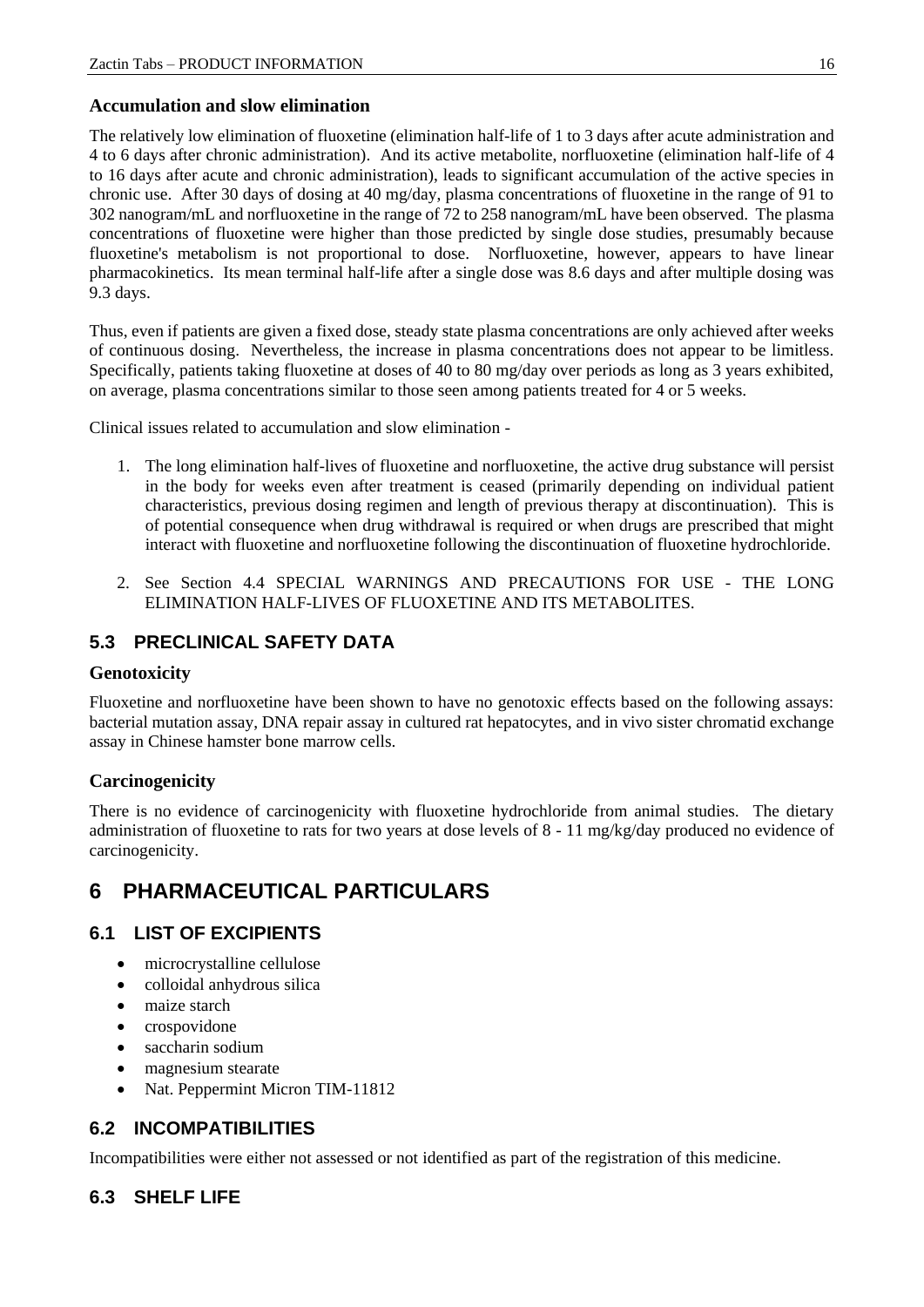### Accumulation and slow elimination

The relatively low elimination of fluoxetine (elimination half-life of 1 to 3 days after acute administration and 4 to 6 days after chronic administration). And its active metabolite, norfluoxetine (elimination half-life of 4 to 16 days after acute and chronic administration), leads to significant accumulation of the active species in chronic use. After 30 days of dosing at 40 mg/day, plasma concentrations of fluoxetine in the range of 91 to 302 nanogram/mL and norfluoxetine in the range of 72 to 258 nanogram/mL have been observed. The plasma concentrations of fluoxetine were higher than those predicted by single dose studies, presumably because fluoxetine's metabolism is not proportional to dose. Norfluoxetine, however, appears to have linear pharmacokinetics. Its mean terminal half-life after a single dose was 8.6 days and after multiple dosing was 9.3 days.

Thus, even if patients are given a fixed dose, steady state plasma concentrations are only achieved after weeks of continuous dosing. Nevertheless, the increase in plasma concentrations does not appear to be limitless. Specifically, patients taking fluoxetine at doses of 40 to 80 mg/day over periods as long as 3 years exhibited, on average, plasma concentrations similar to those seen among patients treated for 4 or 5 weeks.

Clinical issues related to accumulation and slow elimination -

1. The long elimination half-lives of fluoxetine and norfluoxetine, the active drug substance will persist in the body for weeks even after treatment is ceased (primarily depending on individual patient characteristics, previous dosing regimen and length of previous therapy at discontinuation). This is of potential consequence when drug withdrawal is required or when drugs are prescribed that might interact with fluoxetine and norfluoxetine following the discontinuation of fluoxetine hydrochloride.
2. See Section 4.4 SPECIAL WARNINGS AND PRECAUTIONS FOR USE - THE LONG ELIMINATION HALF-LIVES OF FLUOXETINE AND ITS METABOLITES.

## 5.3 PRECLINICAL SAFETY DATA

### Genotoxicity

Fluoxetine and norfluoxetine have been shown to have no genotoxic effects based on the following assays: bacterial mutation assay, DNA repair assay in cultured rat hepatocytes, and in vivo sister chromatid exchange assay in Chinese hamster bone marrow cells.

### Carcinogenicity

There is no evidence of carcinogenicity with fluoxetine hydrochloride from animal studies. The dietary administration of fluoxetine to rats for two years at dose levels of 8 - 11 mg/kg/day produced no evidence of carcinogenicity.

# 6 PHARMACEUTICAL PARTICULARS

## 6.1 LIST OF EXCIPIENTS

- microcrystalline cellulose
- colloidal anhydrous silica
- maize starch
- crospovidone
- saccharin sodium
- magnesium stearate
- Nat. Peppermint Micron TIM-11812

## 6.2 INCOMPATIBILITIES

Incompatibilities were either not assessed or not identified as part of the registration of this medicine.

## 6.3 SHELF LIFE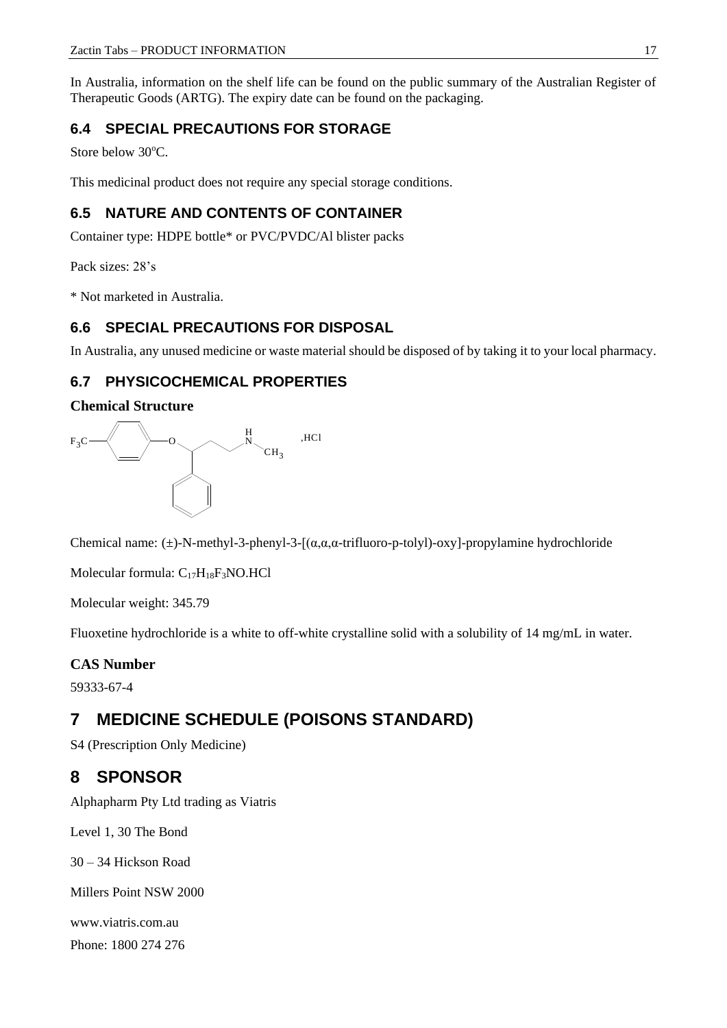In Australia, information on the shelf life can be found on the public summary of the Australian Register of Therapeutic Goods (ARTG). The expiry date can be found on the packaging.

### 6.4 SPECIAL PRECAUTIONS FOR STORAGE

Store below 30$^{o}$C.

This medicinal product does not require any special storage conditions.

### 6.5 NATURE AND CONTENTS OF CONTAINER

Container type: HDPE bottle* or PVC/PVDC/Al blister packs

Pack sizes: 28's

* Not marketed in Australia.

### 6.6 SPECIAL PRECAUTIONS FOR DISPOSAL

In Australia, any unused medicine or waste material should be disposed of by taking it to your local pharmacy.

### 6.7 PHYSICOCHEMICAL PROPERTIES

**Chemical Structure**

Chemical name: (±)-N-methyl-3-phenyl-3-[(α,α,α-trifluoro-p-tolyl)-oxy]-propylamine hydrochloride

Molecular formula: $C_{17}H_{18}F_3NO.HCl$

Molecular weight: 345.79

Fluoxetine hydrochloride is a white to off-white crystalline solid with a solubility of 14 mg/mL in water.

**CAS Number**

59333-67-4

## 7 MEDICINE SCHEDULE (POISONS STANDARD)

S4 (Prescription Only Medicine)

## 8 SPONSOR

Alphapharm Pty Ltd trading as Viatris

Level 1, 30 The Bond

30 – 34 Hickson Road

Millers Point NSW 2000

www.viatris.com.au

Phone: 1800 274 276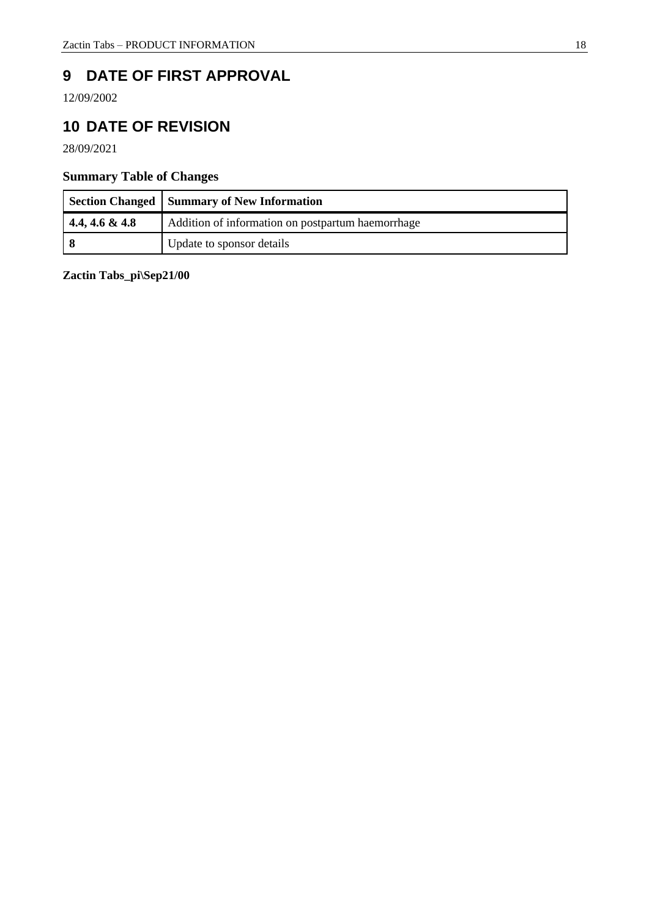# 9 DATE OF FIRST APPROVAL

12/09/2002

# 10 DATE OF REVISION

28/09/2021

### Summary Table of Changes

| Section Changed | Summary of New Information |
|---|---|
| **4.4, 4.6 & 4.8** | Addition of information on postpartum haemorrhage |
| **8** | Update to sponsor details |

**Zactin Tabs_pi\Sep21/00**